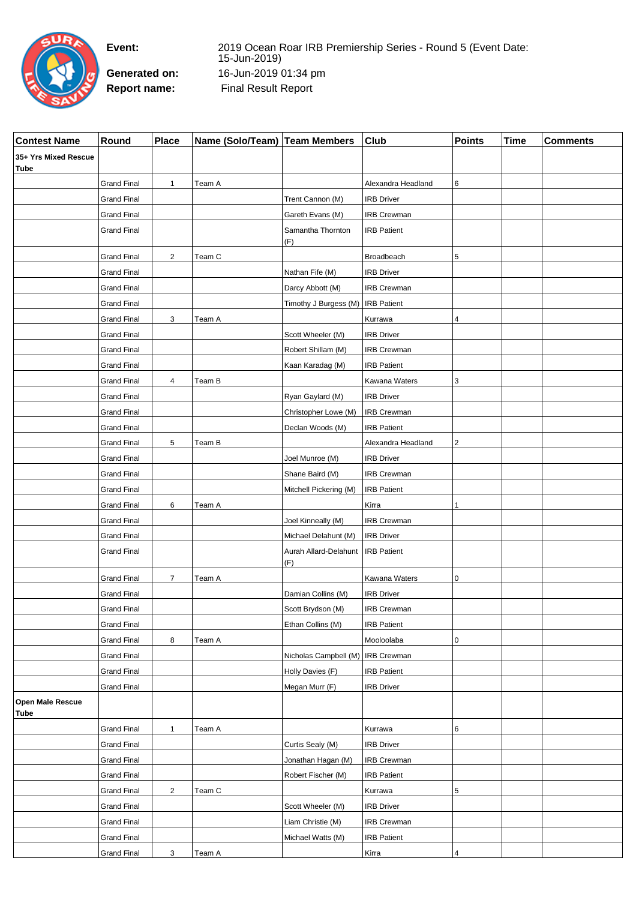**Event:** 2019 Ocean Roar IRB Premiership Series - Round 5 (Event Date: 15-Jun-2019)

**Generated on:** 16-Jun-2019 01:34 pm

**Report name:** Final Result Report

| Contest Name | Round | Place | Name (Solo/Team) | Team Members | Club | Points | Time | Comments |
|---|---|---|---|---|---|---|---|---|
| **35+ Yrs Mixed Rescue Tube** | | | | | | | | |
| | Grand Final | 1 | Team A | | Alexandra Headland | 6 | | |
| | Grand Final | | | Trent Cannon (M) | IRB Driver | | | |
| | Grand Final | | | Gareth Evans (M) | IRB Crewman | | | |
| | Grand Final | | | Samantha Thornton (F) | IRB Patient | | | |
| | Grand Final | 2 | Team C | | Broadbeach | 5 | | |
| | Grand Final | | | Nathan Fife (M) | IRB Driver | | | |
| | Grand Final | | | Darcy Abbott (M) | IRB Crewman | | | |
| | Grand Final | | | Timothy J Burgess (M) | IRB Patient | | | |
| | Grand Final | 3 | Team A | | Kurrawa | 4 | | |
| | Grand Final | | | Scott Wheeler (M) | IRB Driver | | | |
| | Grand Final | | | Robert Shillam (M) | IRB Crewman | | | |
| | Grand Final | | | Kaan Karadag (M) | IRB Patient | | | |
| | Grand Final | 4 | Team B | | Kawana Waters | 3 | | |
| | Grand Final | | | Ryan Gaylard (M) | IRB Driver | | | |
| | Grand Final | | | Christopher Lowe (M) | IRB Crewman | | | |
| | Grand Final | | | Declan Woods (M) | IRB Patient | | | |
| | Grand Final | 5 | Team B | | Alexandra Headland | 2 | | |
| | Grand Final | | | Joel Munroe (M) | IRB Driver | | | |
| | Grand Final | | | Shane Baird (M) | IRB Crewman | | | |
| | Grand Final | | | Mitchell Pickering (M) | IRB Patient | | | |
| | Grand Final | 6 | Team A | | Kirra | 1 | | |
| | Grand Final | | | Joel Kinneally (M) | IRB Crewman | | | |
| | Grand Final | | | Michael Delahunt (M) | IRB Driver | | | |
| | Grand Final | | | Aurah Allard-Delahunt (F) | IRB Patient | | | |
| | Grand Final | 7 | Team A | | Kawana Waters | 0 | | |
| | Grand Final | | | Damian Collins (M) | IRB Driver | | | |
| | Grand Final | | | Scott Brydson (M) | IRB Crewman | | | |
| | Grand Final | | | Ethan Collins (M) | IRB Patient | | | |
| | Grand Final | 8 | Team A | | Mooloolaba | 0 | | |
| | Grand Final | | | Nicholas Campbell (M) | IRB Crewman | | | |
| | Grand Final | | | Holly Davies (F) | IRB Patient | | | |
| | Grand Final | | | Megan Murr (F) | IRB Driver | | | |
| **Open Male Rescue Tube** | | | | | | | | |
| | Grand Final | 1 | Team A | | Kurrawa | 6 | | |
| | Grand Final | | | Curtis Sealy (M) | IRB Driver | | | |
| | Grand Final | | | Jonathan Hagan (M) | IRB Crewman | | | |
| | Grand Final | | | Robert Fischer (M) | IRB Patient | | | |
| | Grand Final | 2 | Team C | | Kurrawa | 5 | | |
| | Grand Final | | | Scott Wheeler (M) | IRB Driver | | | |
| | Grand Final | | | Liam Christie (M) | IRB Crewman | | | |
| | Grand Final | | | Michael Watts (M) | IRB Patient | | | |
| | Grand Final | 3 | Team A | | Kirra | 4 | | |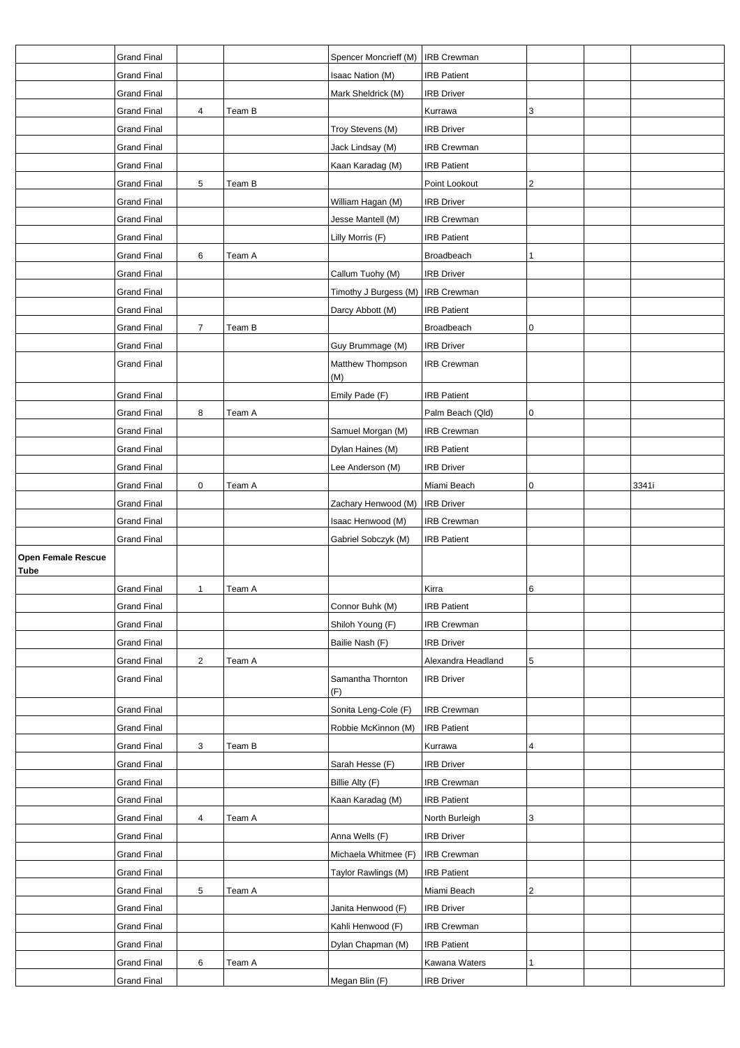| | | | | | | | | |
|---|---|---|---|---|---|---|---|---|
| | Grand Final | | | Spencer Moncrieff (M) | IRB Crewman | | | |
| | Grand Final | | | Isaac Nation (M) | IRB Patient | | | |
| | Grand Final | | | Mark Sheldrick (M) | IRB Driver | | | |
| | Grand Final | 4 | Team B | | Kurrawa | 3 | | |
| | Grand Final | | | Troy Stevens (M) | IRB Driver | | | |
| | Grand Final | | | Jack Lindsay (M) | IRB Crewman | | | |
| | Grand Final | | | Kaan Karadag (M) | IRB Patient | | | |
| | Grand Final | 5 | Team B | | Point Lookout | 2 | | |
| | Grand Final | | | William Hagan (M) | IRB Driver | | | |
| | Grand Final | | | Jesse Mantell (M) | IRB Crewman | | | |
| | Grand Final | | | Lilly Morris (F) | IRB Patient | | | |
| | Grand Final | 6 | Team A | | Broadbeach | 1 | | |
| | Grand Final | | | Callum Tuohy (M) | IRB Driver | | | |
| | Grand Final | | | Timothy J Burgess (M) | IRB Crewman | | | |
| | Grand Final | | | Darcy Abbott (M) | IRB Patient | | | |
| | Grand Final | 7 | Team B | | Broadbeach | 0 | | |
| | Grand Final | | | Guy Brummage (M) | IRB Driver | | | |
| | Grand Final | | | Matthew Thompson (M) | IRB Crewman | | | |
| | Grand Final | | | Emily Pade (F) | IRB Patient | | | |
| | Grand Final | 8 | Team A | | Palm Beach (Qld) | 0 | | |
| | Grand Final | | | Samuel Morgan (M) | IRB Crewman | | | |
| | Grand Final | | | Dylan Haines (M) | IRB Patient | | | |
| | Grand Final | | | Lee Anderson (M) | IRB Driver | | | |
| | Grand Final | 0 | Team A | | Miami Beach | 0 | | 3341i |
| | Grand Final | | | Zachary Henwood (M) | IRB Driver | | | |
| | Grand Final | | | Isaac Henwood (M) | IRB Crewman | | | |
| | Grand Final | | | Gabriel Sobczyk (M) | IRB Patient | | | |
| **Open Female Rescue Tube** | | | | | | | | |
| | Grand Final | 1 | Team A | | Kirra | 6 | | |
| | Grand Final | | | Connor Buhk (M) | IRB Patient | | | |
| | Grand Final | | | Shiloh Young (F) | IRB Crewman | | | |
| | Grand Final | | | Bailie Nash (F) | IRB Driver | | | |
| | Grand Final | 2 | Team A | | Alexandra Headland | 5 | | |
| | Grand Final | | | Samantha Thornton (F) | IRB Driver | | | |
| | Grand Final | | | Sonita Leng-Cole (F) | IRB Crewman | | | |
| | Grand Final | | | Robbie McKinnon (M) | IRB Patient | | | |
| | Grand Final | 3 | Team B | | Kurrawa | 4 | | |
| | Grand Final | | | Sarah Hesse (F) | IRB Driver | | | |
| | Grand Final | | | Billie Alty (F) | IRB Crewman | | | |
| | Grand Final | | | Kaan Karadag (M) | IRB Patient | | | |
| | Grand Final | 4 | Team A | | North Burleigh | 3 | | |
| | Grand Final | | | Anna Wells (F) | IRB Driver | | | |
| | Grand Final | | | Michaela Whitmee (F) | IRB Crewman | | | |
| | Grand Final | | | Taylor Rawlings (M) | IRB Patient | | | |
| | Grand Final | 5 | Team A | | Miami Beach | 2 | | |
| | Grand Final | | | Janita Henwood (F) | IRB Driver | | | |
| | Grand Final | | | Kahli Henwood (F) | IRB Crewman | | | |
| | Grand Final | | | Dylan Chapman (M) | IRB Patient | | | |
| | Grand Final | 6 | Team A | | Kawana Waters | 1 | | |
| | Grand Final | | | Megan Blin (F) | IRB Driver | | | |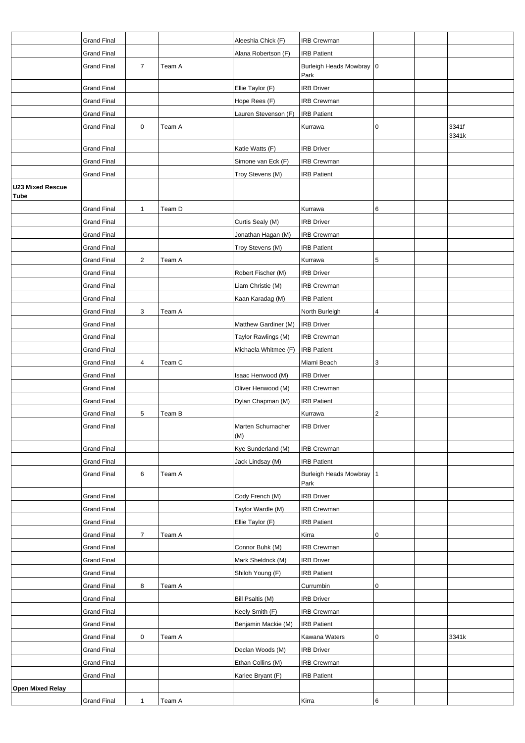| | | | | | | | | |
|---|---|---|---|---|---|---|---|---|
| | Grand Final | | | Aleeshia Chick (F) | IRB Crewman | | | |
| | Grand Final | | | Alana Robertson (F) | IRB Patient | | | |
| | Grand Final | 7 | Team A | | Burleigh Heads Mowbray Park | 0 | | |
| | Grand Final | | | Ellie Taylor (F) | IRB Driver | | | |
| | Grand Final | | | Hope Rees (F) | IRB Crewman | | | |
| | Grand Final | | | Lauren Stevenson (F) | IRB Patient | | | |
| | Grand Final | 0 | Team A | | Kurrawa | 0 | | 3341f 3341k |
| | Grand Final | | | Katie Watts (F) | IRB Driver | | | |
| | Grand Final | | | Simone van Eck (F) | IRB Crewman | | | |
| | Grand Final | | | Troy Stevens (M) | IRB Patient | | | |
| **U23 Mixed Rescue Tube** | | | | | | | | |
| | Grand Final | 1 | Team D | | Kurrawa | 6 | | |
| | Grand Final | | | Curtis Sealy (M) | IRB Driver | | | |
| | Grand Final | | | Jonathan Hagan (M) | IRB Crewman | | | |
| | Grand Final | | | Troy Stevens (M) | IRB Patient | | | |
| | Grand Final | 2 | Team A | | Kurrawa | 5 | | |
| | Grand Final | | | Robert Fischer (M) | IRB Driver | | | |
| | Grand Final | | | Liam Christie (M) | IRB Crewman | | | |
| | Grand Final | | | Kaan Karadag (M) | IRB Patient | | | |
| | Grand Final | 3 | Team A | | North Burleigh | 4 | | |
| | Grand Final | | | Matthew Gardiner (M) | IRB Driver | | | |
| | Grand Final | | | Taylor Rawlings (M) | IRB Crewman | | | |
| | Grand Final | | | Michaela Whitmee (F) | IRB Patient | | | |
| | Grand Final | 4 | Team C | | Miami Beach | 3 | | |
| | Grand Final | | | Isaac Henwood (M) | IRB Driver | | | |
| | Grand Final | | | Oliver Henwood (M) | IRB Crewman | | | |
| | Grand Final | | | Dylan Chapman (M) | IRB Patient | | | |
| | Grand Final | 5 | Team B | | Kurrawa | 2 | | |
| | Grand Final | | | Marten Schumacher (M) | IRB Driver | | | |
| | Grand Final | | | Kye Sunderland (M) | IRB Crewman | | | |
| | Grand Final | | | Jack Lindsay (M) | IRB Patient | | | |
| | Grand Final | 6 | Team A | | Burleigh Heads Mowbray Park | 1 | | |
| | Grand Final | | | Cody French (M) | IRB Driver | | | |
| | Grand Final | | | Taylor Wardle (M) | IRB Crewman | | | |
| | Grand Final | | | Ellie Taylor (F) | IRB Patient | | | |
| | Grand Final | 7 | Team A | | Kirra | 0 | | |
| | Grand Final | | | Connor Buhk (M) | IRB Crewman | | | |
| | Grand Final | | | Mark Sheldrick (M) | IRB Driver | | | |
| | Grand Final | | | Shiloh Young (F) | IRB Patient | | | |
| | Grand Final | 8 | Team A | | Currumbin | 0 | | |
| | Grand Final | | | Bill Psaltis (M) | IRB Driver | | | |
| | Grand Final | | | Keely Smith (F) | IRB Crewman | | | |
| | Grand Final | | | Benjamin Mackie (M) | IRB Patient | | | |
| | Grand Final | 0 | Team A | | Kawana Waters | 0 | | 3341k |
| | Grand Final | | | Declan Woods (M) | IRB Driver | | | |
| | Grand Final | | | Ethan Collins (M) | IRB Crewman | | | |
| | Grand Final | | | Karlee Bryant (F) | IRB Patient | | | |
| **Open Mixed Relay** | | | | | | | | |
| | Grand Final | 1 | Team A | | Kirra | 6 | | |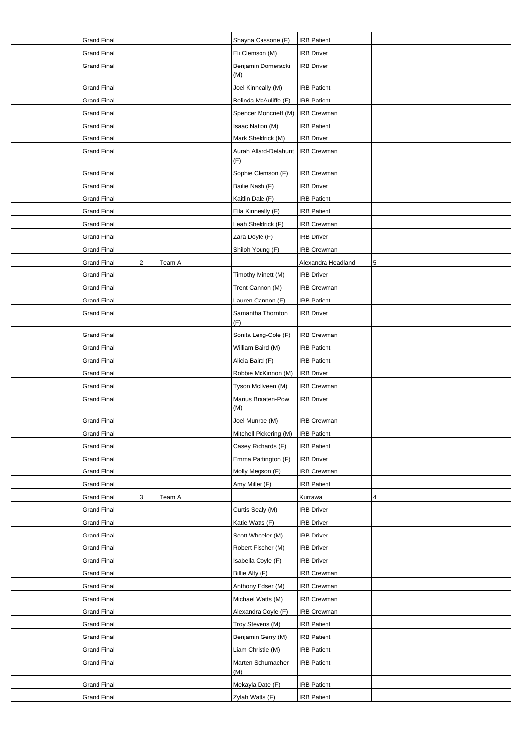| | | | | | | | | |
|---|---|---|---|---|---|---|---|---|
| | Grand Final | | | Shayna Cassone (F) | IRB Patient | | | |
| | Grand Final | | | Eli Clemson (M) | IRB Driver | | | |
| | Grand Final | | | Benjamin Domeracki (M) | IRB Driver | | | |
| | Grand Final | | | Joel Kinneally (M) | IRB Patient | | | |
| | Grand Final | | | Belinda McAuliffe (F) | IRB Patient | | | |
| | Grand Final | | | Spencer Moncrieff (M) | IRB Crewman | | | |
| | Grand Final | | | Isaac Nation (M) | IRB Patient | | | |
| | Grand Final | | | Mark Sheldrick (M) | IRB Driver | | | |
| | Grand Final | | | Aurah Allard-Delahunt (F) | IRB Crewman | | | |
| | Grand Final | | | Sophie Clemson (F) | IRB Crewman | | | |
| | Grand Final | | | Bailie Nash (F) | IRB Driver | | | |
| | Grand Final | | | Kaitlin Dale (F) | IRB Patient | | | |
| | Grand Final | | | Ella Kinneally (F) | IRB Patient | | | |
| | Grand Final | | | Leah Sheldrick (F) | IRB Crewman | | | |
| | Grand Final | | | Zara Doyle (F) | IRB Driver | | | |
| | Grand Final | | | Shiloh Young (F) | IRB Crewman | | | |
| | Grand Final | 2 | Team A | | Alexandra Headland | 5 | | |
| | Grand Final | | | Timothy Minett (M) | IRB Driver | | | |
| | Grand Final | | | Trent Cannon (M) | IRB Crewman | | | |
| | Grand Final | | | Lauren Cannon (F) | IRB Patient | | | |
| | Grand Final | | | Samantha Thornton (F) | IRB Driver | | | |
| | Grand Final | | | Sonita Leng-Cole (F) | IRB Crewman | | | |
| | Grand Final | | | William Baird (M) | IRB Patient | | | |
| | Grand Final | | | Alicia Baird (F) | IRB Patient | | | |
| | Grand Final | | | Robbie McKinnon (M) | IRB Driver | | | |
| | Grand Final | | | Tyson McIlveen (M) | IRB Crewman | | | |
| | Grand Final | | | Marius Braaten-Pow (M) | IRB Driver | | | |
| | Grand Final | | | Joel Munroe (M) | IRB Crewman | | | |
| | Grand Final | | | Mitchell Pickering (M) | IRB Patient | | | |
| | Grand Final | | | Casey Richards (F) | IRB Patient | | | |
| | Grand Final | | | Emma Partington (F) | IRB Driver | | | |
| | Grand Final | | | Molly Megson (F) | IRB Crewman | | | |
| | Grand Final | | | Amy Miller (F) | IRB Patient | | | |
| | Grand Final | 3 | Team A | | Kurrawa | 4 | | |
| | Grand Final | | | Curtis Sealy (M) | IRB Driver | | | |
| | Grand Final | | | Katie Watts (F) | IRB Driver | | | |
| | Grand Final | | | Scott Wheeler (M) | IRB Driver | | | |
| | Grand Final | | | Robert Fischer (M) | IRB Driver | | | |
| | Grand Final | | | Isabella Coyle (F) | IRB Driver | | | |
| | Grand Final | | | Billie Alty (F) | IRB Crewman | | | |
| | Grand Final | | | Anthony Edser (M) | IRB Crewman | | | |
| | Grand Final | | | Michael Watts (M) | IRB Crewman | | | |
| | Grand Final | | | Alexandra Coyle (F) | IRB Crewman | | | |
| | Grand Final | | | Troy Stevens (M) | IRB Patient | | | |
| | Grand Final | | | Benjamin Gerry (M) | IRB Patient | | | |
| | Grand Final | | | Liam Christie (M) | IRB Patient | | | |
| | Grand Final | | | Marten Schumacher (M) | IRB Patient | | | |
| | Grand Final | | | Mekayla Date (F) | IRB Patient | | | |
| | Grand Final | | | Zylah Watts (F) | IRB Patient | | | |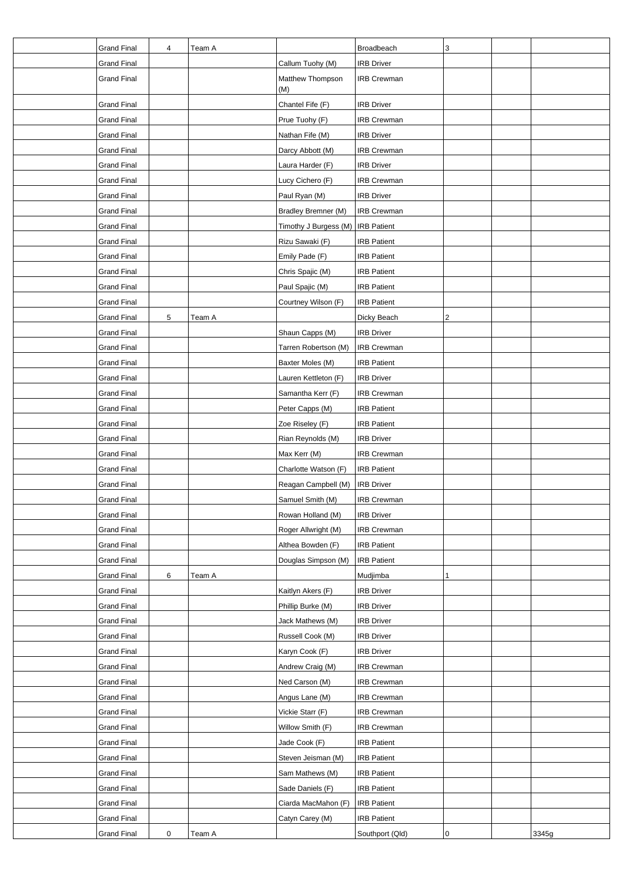| | | | | | | | | |
|---|---|---|---|---|---|---|---|---|
| | Grand Final | 4 | Team A | | Broadbeach | 3 | | |
| | Grand Final | | | Callum Tuohy (M) | IRB Driver | | | |
| | Grand Final | | | Matthew Thompson (M) | IRB Crewman | | | |
| | Grand Final | | | Chantel Fife (F) | IRB Driver | | | |
| | Grand Final | | | Prue Tuohy (F) | IRB Crewman | | | |
| | Grand Final | | | Nathan Fife (M) | IRB Driver | | | |
| | Grand Final | | | Darcy Abbott (M) | IRB Crewman | | | |
| | Grand Final | | | Laura Harder (F) | IRB Driver | | | |
| | Grand Final | | | Lucy Cichero (F) | IRB Crewman | | | |
| | Grand Final | | | Paul Ryan (M) | IRB Driver | | | |
| | Grand Final | | | Bradley Bremner (M) | IRB Crewman | | | |
| | Grand Final | | | Timothy J Burgess (M) | IRB Patient | | | |
| | Grand Final | | | Rizu Sawaki (F) | IRB Patient | | | |
| | Grand Final | | | Emily Pade (F) | IRB Patient | | | |
| | Grand Final | | | Chris Spajic (M) | IRB Patient | | | |
| | Grand Final | | | Paul Spajic (M) | IRB Patient | | | |
| | Grand Final | | | Courtney Wilson (F) | IRB Patient | | | |
| | Grand Final | 5 | Team A | | Dicky Beach | 2 | | |
| | Grand Final | | | Shaun Capps (M) | IRB Driver | | | |
| | Grand Final | | | Tarren Robertson (M) | IRB Crewman | | | |
| | Grand Final | | | Baxter Moles (M) | IRB Patient | | | |
| | Grand Final | | | Lauren Kettleton (F) | IRB Driver | | | |
| | Grand Final | | | Samantha Kerr (F) | IRB Crewman | | | |
| | Grand Final | | | Peter Capps (M) | IRB Patient | | | |
| | Grand Final | | | Zoe Riseley (F) | IRB Patient | | | |
| | Grand Final | | | Rian Reynolds (M) | IRB Driver | | | |
| | Grand Final | | | Max Kerr (M) | IRB Crewman | | | |
| | Grand Final | | | Charlotte Watson (F) | IRB Patient | | | |
| | Grand Final | | | Reagan Campbell (M) | IRB Driver | | | |
| | Grand Final | | | Samuel Smith (M) | IRB Crewman | | | |
| | Grand Final | | | Rowan Holland (M) | IRB Driver | | | |
| | Grand Final | | | Roger Allwright (M) | IRB Crewman | | | |
| | Grand Final | | | Althea Bowden (F) | IRB Patient | | | |
| | Grand Final | | | Douglas Simpson (M) | IRB Patient | | | |
| | Grand Final | 6 | Team A | | Mudjimba | 1 | | |
| | Grand Final | | | Kaitlyn Akers (F) | IRB Driver | | | |
| | Grand Final | | | Phillip Burke (M) | IRB Driver | | | |
| | Grand Final | | | Jack Mathews (M) | IRB Driver | | | |
| | Grand Final | | | Russell Cook (M) | IRB Driver | | | |
| | Grand Final | | | Karyn Cook (F) | IRB Driver | | | |
| | Grand Final | | | Andrew Craig (M) | IRB Crewman | | | |
| | Grand Final | | | Ned Carson (M) | IRB Crewman | | | |
| | Grand Final | | | Angus Lane (M) | IRB Crewman | | | |
| | Grand Final | | | Vickie Starr (F) | IRB Crewman | | | |
| | Grand Final | | | Willow Smith (F) | IRB Crewman | | | |
| | Grand Final | | | Jade Cook (F) | IRB Patient | | | |
| | Grand Final | | | Steven Jeisman (M) | IRB Patient | | | |
| | Grand Final | | | Sam Mathews (M) | IRB Patient | | | |
| | Grand Final | | | Sade Daniels (F) | IRB Patient | | | |
| | Grand Final | | | Ciarda MacMahon (F) | IRB Patient | | | |
| | Grand Final | | | Catyn Carey (M) | IRB Patient | | | |
| | Grand Final | 0 | Team A | | Southport (Qld) | 0 | | 3345g |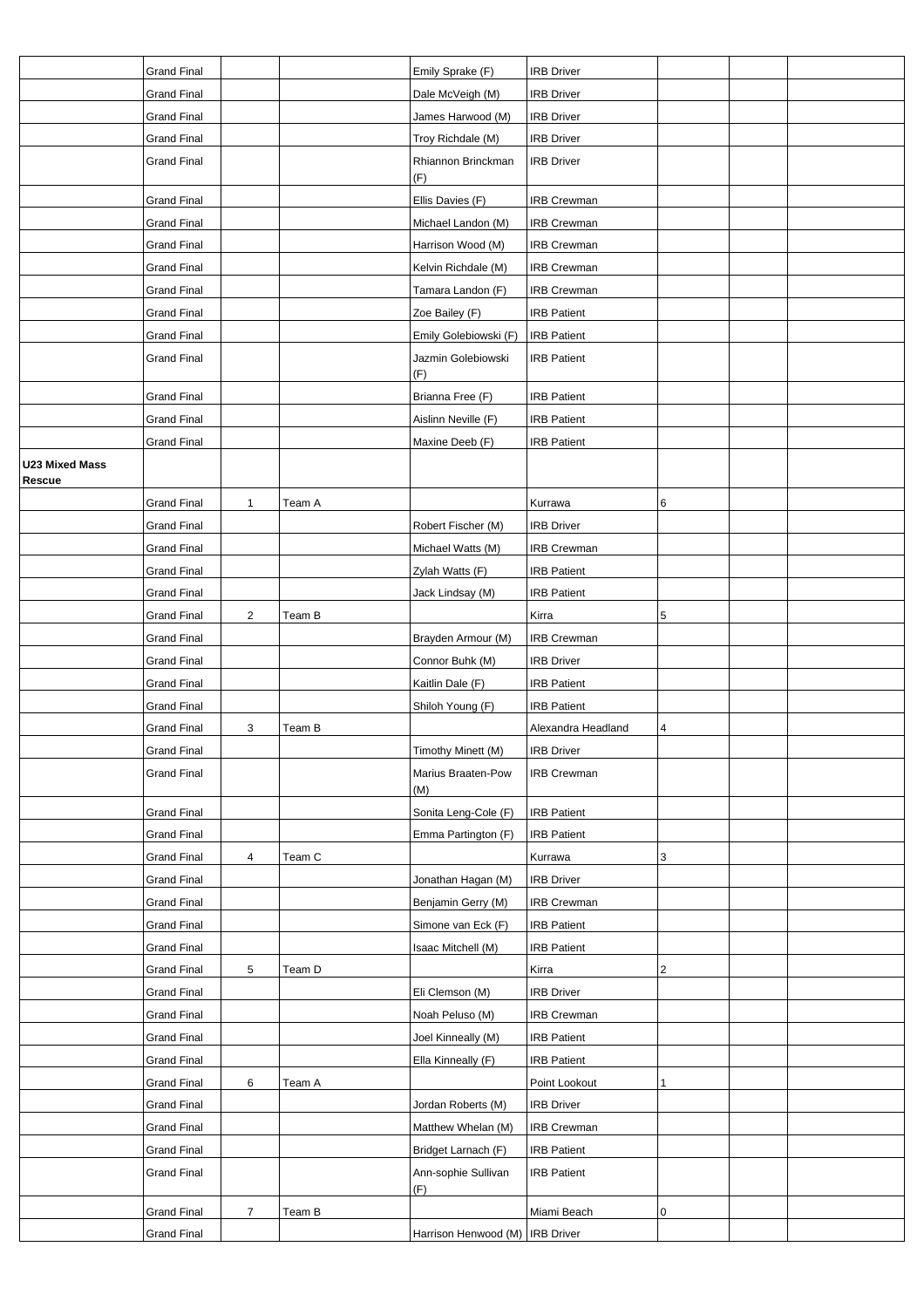| | | | | | | | | |
|---|---|---|---|---|---|---|---|---|
| | Grand Final | | | Emily Sprake (F) | IRB Driver | | | |
| | Grand Final | | | Dale McVeigh (M) | IRB Driver | | | |
| | Grand Final | | | James Harwood (M) | IRB Driver | | | |
| | Grand Final | | | Troy Richdale (M) | IRB Driver | | | |
| | Grand Final | | | Rhiannon Brinckman (F) | IRB Driver | | | |
| | Grand Final | | | Ellis Davies (F) | IRB Crewman | | | |
| | Grand Final | | | Michael Landon (M) | IRB Crewman | | | |
| | Grand Final | | | Harrison Wood (M) | IRB Crewman | | | |
| | Grand Final | | | Kelvin Richdale (M) | IRB Crewman | | | |
| | Grand Final | | | Tamara Landon (F) | IRB Crewman | | | |
| | Grand Final | | | Zoe Bailey (F) | IRB Patient | | | |
| | Grand Final | | | Emily Golebiowski (F) | IRB Patient | | | |
| | Grand Final | | | Jazmin Golebiowski (F) | IRB Patient | | | |
| | Grand Final | | | Brianna Free (F) | IRB Patient | | | |
| | Grand Final | | | Aislinn Neville (F) | IRB Patient | | | |
| | Grand Final | | | Maxine Deeb (F) | IRB Patient | | | |
| **U23 Mixed Mass Rescue** | | | | | | | | |
| | Grand Final | 1 | Team A | | Kurrawa | 6 | | |
| | Grand Final | | | Robert Fischer (M) | IRB Driver | | | |
| | Grand Final | | | Michael Watts (M) | IRB Crewman | | | |
| | Grand Final | | | Zylah Watts (F) | IRB Patient | | | |
| | Grand Final | | | Jack Lindsay (M) | IRB Patient | | | |
| | Grand Final | 2 | Team B | | Kirra | 5 | | |
| | Grand Final | | | Brayden Armour (M) | IRB Crewman | | | |
| | Grand Final | | | Connor Buhk (M) | IRB Driver | | | |
| | Grand Final | | | Kaitlin Dale (F) | IRB Patient | | | |
| | Grand Final | | | Shiloh Young (F) | IRB Patient | | | |
| | Grand Final | 3 | Team B | | Alexandra Headland | 4 | | |
| | Grand Final | | | Timothy Minett (M) | IRB Driver | | | |
| | Grand Final | | | Marius Braaten-Pow (M) | IRB Crewman | | | |
| | Grand Final | | | Sonita Leng-Cole (F) | IRB Patient | | | |
| | Grand Final | | | Emma Partington (F) | IRB Patient | | | |
| | Grand Final | 4 | Team C | | Kurrawa | 3 | | |
| | Grand Final | | | Jonathan Hagan (M) | IRB Driver | | | |
| | Grand Final | | | Benjamin Gerry (M) | IRB Crewman | | | |
| | Grand Final | | | Simone van Eck (F) | IRB Patient | | | |
| | Grand Final | | | Isaac Mitchell (M) | IRB Patient | | | |
| | Grand Final | 5 | Team D | | Kirra | 2 | | |
| | Grand Final | | | Eli Clemson (M) | IRB Driver | | | |
| | Grand Final | | | Noah Peluso (M) | IRB Crewman | | | |
| | Grand Final | | | Joel Kinneally (M) | IRB Patient | | | |
| | Grand Final | | | Ella Kinneally (F) | IRB Patient | | | |
| | Grand Final | 6 | Team A | | Point Lookout | 1 | | |
| | Grand Final | | | Jordan Roberts (M) | IRB Driver | | | |
| | Grand Final | | | Matthew Whelan (M) | IRB Crewman | | | |
| | Grand Final | | | Bridget Larnach (F) | IRB Patient | | | |
| | Grand Final | | | Ann-sophie Sullivan (F) | IRB Patient | | | |
| | Grand Final | 7 | Team B | | Miami Beach | 0 | | |
| | Grand Final | | | Harrison Henwood (M) | IRB Driver | | | |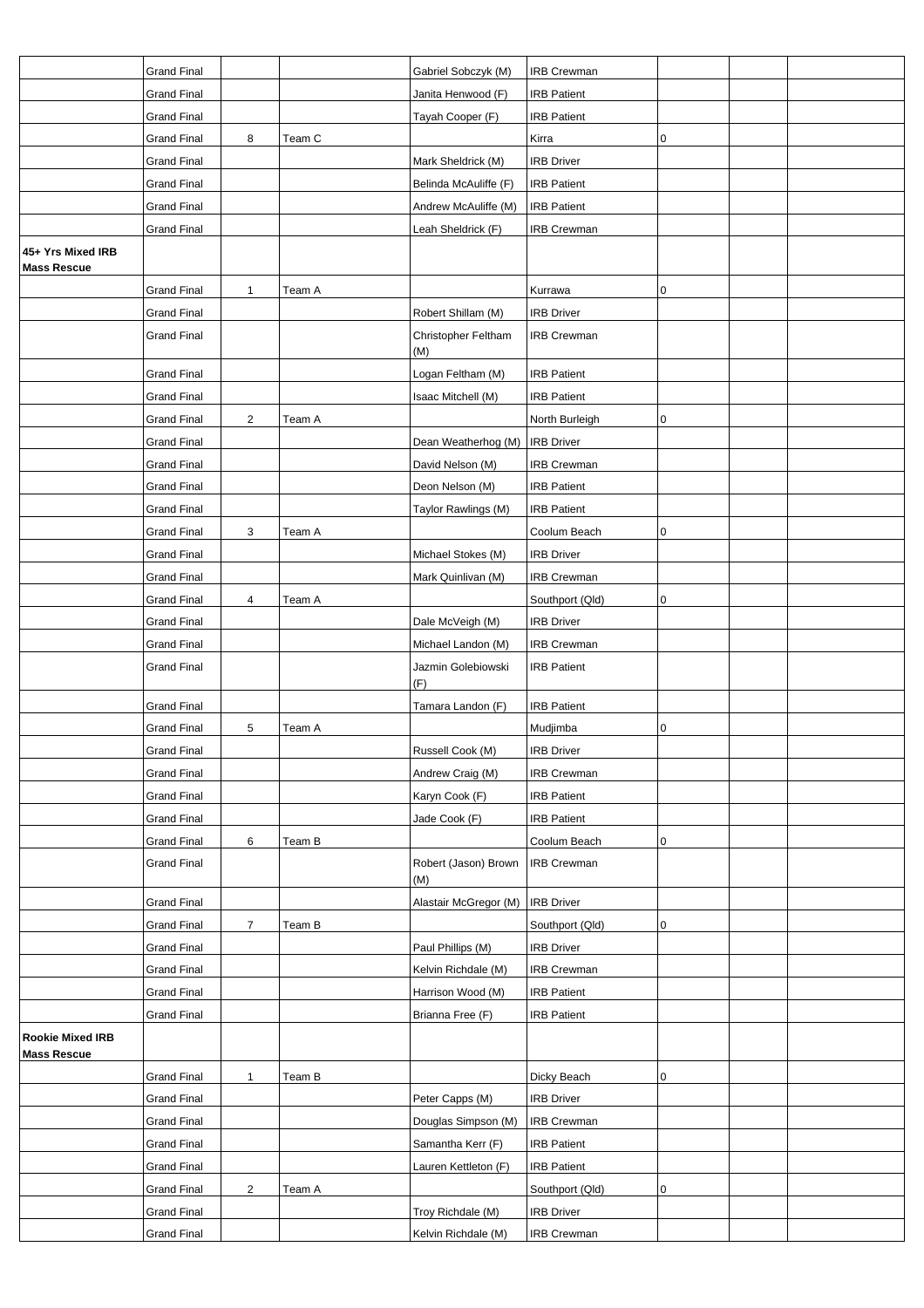| | | | | | | | | |
|---|---|---|---|---|---|---|---|---|
| | Grand Final | | | Gabriel Sobczyk (M) | IRB Crewman | | | |
| | Grand Final | | | Janita Henwood (F) | IRB Patient | | | |
| | Grand Final | | | Tayah Cooper (F) | IRB Patient | | | |
| | Grand Final | 8 | Team C | | Kirra | 0 | | |
| | Grand Final | | | Mark Sheldrick (M) | IRB Driver | | | |
| | Grand Final | | | Belinda McAuliffe (F) | IRB Patient | | | |
| | Grand Final | | | Andrew McAuliffe (M) | IRB Patient | | | |
| | Grand Final | | | Leah Sheldrick (F) | IRB Crewman | | | |
| **45+ Yrs Mixed IRB Mass Rescue** | | | | | | | | |
| | Grand Final | 1 | Team A | | Kurrawa | 0 | | |
| | Grand Final | | | Robert Shillam (M) | IRB Driver | | | |
| | Grand Final | | | Christopher Feltham (M) | IRB Crewman | | | |
| | Grand Final | | | Logan Feltham (M) | IRB Patient | | | |
| | Grand Final | | | Isaac Mitchell (M) | IRB Patient | | | |
| | Grand Final | 2 | Team A | | North Burleigh | 0 | | |
| | Grand Final | | | Dean Weatherhog (M) | IRB Driver | | | |
| | Grand Final | | | David Nelson (M) | IRB Crewman | | | |
| | Grand Final | | | Deon Nelson (M) | IRB Patient | | | |
| | Grand Final | | | Taylor Rawlings (M) | IRB Patient | | | |
| | Grand Final | 3 | Team A | | Coolum Beach | 0 | | |
| | Grand Final | | | Michael Stokes (M) | IRB Driver | | | |
| | Grand Final | | | Mark Quinlivan (M) | IRB Crewman | | | |
| | Grand Final | 4 | Team A | | Southport (Qld) | 0 | | |
| | Grand Final | | | Dale McVeigh (M) | IRB Driver | | | |
| | Grand Final | | | Michael Landon (M) | IRB Crewman | | | |
| | Grand Final | | | Jazmin Golebiowski (F) | IRB Patient | | | |
| | Grand Final | | | Tamara Landon (F) | IRB Patient | | | |
| | Grand Final | 5 | Team A | | Mudjimba | 0 | | |
| | Grand Final | | | Russell Cook (M) | IRB Driver | | | |
| | Grand Final | | | Andrew Craig (M) | IRB Crewman | | | |
| | Grand Final | | | Karyn Cook (F) | IRB Patient | | | |
| | Grand Final | | | Jade Cook (F) | IRB Patient | | | |
| | Grand Final | 6 | Team B | | Coolum Beach | 0 | | |
| | Grand Final | | | Robert (Jason) Brown (M) | IRB Crewman | | | |
| | Grand Final | | | Alastair McGregor (M) | IRB Driver | | | |
| | Grand Final | 7 | Team B | | Southport (Qld) | 0 | | |
| | Grand Final | | | Paul Phillips (M) | IRB Driver | | | |
| | Grand Final | | | Kelvin Richdale (M) | IRB Crewman | | | |
| | Grand Final | | | Harrison Wood (M) | IRB Patient | | | |
| | Grand Final | | | Brianna Free (F) | IRB Patient | | | |
| **Rookie Mixed IRB Mass Rescue** | | | | | | | | |
| | Grand Final | 1 | Team B | | Dicky Beach | 0 | | |
| | Grand Final | | | Peter Capps (M) | IRB Driver | | | |
| | Grand Final | | | Douglas Simpson (M) | IRB Crewman | | | |
| | Grand Final | | | Samantha Kerr (F) | IRB Patient | | | |
| | Grand Final | | | Lauren Kettleton (F) | IRB Patient | | | |
| | Grand Final | 2 | Team A | | Southport (Qld) | 0 | | |
| | Grand Final | | | Troy Richdale (M) | IRB Driver | | | |
| | Grand Final | | | Kelvin Richdale (M) | IRB Crewman | | | |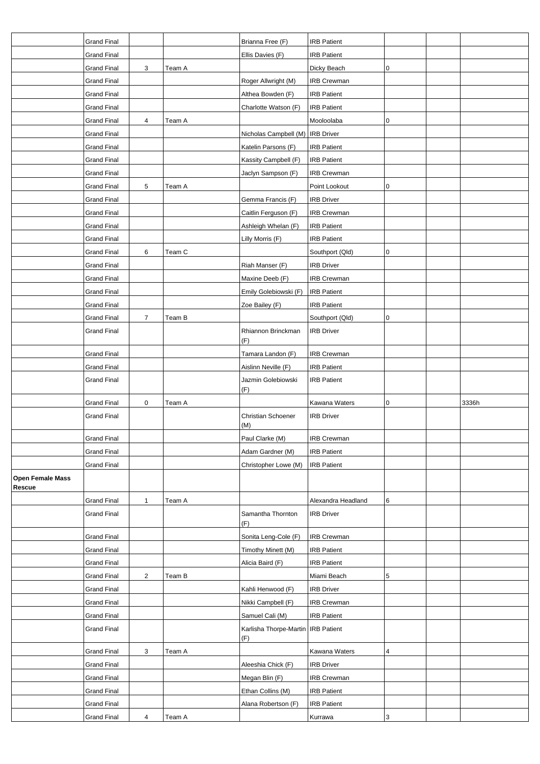| | | | | | | | | |
|---|---|---|---|---|---|---|---|---|
| | Grand Final | | | Brianna Free (F) | IRB Patient | | | |
| | Grand Final | | | Ellis Davies (F) | IRB Patient | | | |
| | Grand Final | 3 | Team A | | Dicky Beach | 0 | | |
| | Grand Final | | | Roger Allwright (M) | IRB Crewman | | | |
| | Grand Final | | | Althea Bowden (F) | IRB Patient | | | |
| | Grand Final | | | Charlotte Watson (F) | IRB Patient | | | |
| | Grand Final | 4 | Team A | | Mooloolaba | 0 | | |
| | Grand Final | | | Nicholas Campbell (M) | IRB Driver | | | |
| | Grand Final | | | Katelin Parsons (F) | IRB Patient | | | |
| | Grand Final | | | Kassity Campbell (F) | IRB Patient | | | |
| | Grand Final | | | Jaclyn Sampson (F) | IRB Crewman | | | |
| | Grand Final | 5 | Team A | | Point Lookout | 0 | | |
| | Grand Final | | | Gemma Francis (F) | IRB Driver | | | |
| | Grand Final | | | Caitlin Ferguson (F) | IRB Crewman | | | |
| | Grand Final | | | Ashleigh Whelan (F) | IRB Patient | | | |
| | Grand Final | | | Lilly Morris (F) | IRB Patient | | | |
| | Grand Final | 6 | Team C | | Southport (Qld) | 0 | | |
| | Grand Final | | | Riah Manser (F) | IRB Driver | | | |
| | Grand Final | | | Maxine Deeb (F) | IRB Crewman | | | |
| | Grand Final | | | Emily Golebiowski (F) | IRB Patient | | | |
| | Grand Final | | | Zoe Bailey (F) | IRB Patient | | | |
| | Grand Final | 7 | Team B | | Southport (Qld) | 0 | | |
| | Grand Final | | | Rhiannon Brinckman (F) | IRB Driver | | | |
| | Grand Final | | | Tamara Landon (F) | IRB Crewman | | | |
| | Grand Final | | | Aislinn Neville (F) | IRB Patient | | | |
| | Grand Final | | | Jazmin Golebiowski (F) | IRB Patient | | | |
| | Grand Final | 0 | Team A | | Kawana Waters | 0 | | 3336h |
| | Grand Final | | | Christian Schoener (M) | IRB Driver | | | |
| | Grand Final | | | Paul Clarke (M) | IRB Crewman | | | |
| | Grand Final | | | Adam Gardner (M) | IRB Patient | | | |
| | Grand Final | | | Christopher Lowe (M) | IRB Patient | | | |
| **Open Female Mass Rescue** | | | | | | | | |
| | Grand Final | 1 | Team A | | Alexandra Headland | 6 | | |
| | Grand Final | | | Samantha Thornton (F) | IRB Driver | | | |
| | Grand Final | | | Sonita Leng-Cole (F) | IRB Crewman | | | |
| | Grand Final | | | Timothy Minett (M) | IRB Patient | | | |
| | Grand Final | | | Alicia Baird (F) | IRB Patient | | | |
| | Grand Final | 2 | Team B | | Miami Beach | 5 | | |
| | Grand Final | | | Kahli Henwood (F) | IRB Driver | | | |
| | Grand Final | | | Nikki Campbell (F) | IRB Crewman | | | |
| | Grand Final | | | Samuel Cali (M) | IRB Patient | | | |
| | Grand Final | | | Karlisha Thorpe-Martin (F) | IRB Patient | | | |
| | Grand Final | 3 | Team A | | Kawana Waters | 4 | | |
| | Grand Final | | | Aleeshia Chick (F) | IRB Driver | | | |
| | Grand Final | | | Megan Blin (F) | IRB Crewman | | | |
| | Grand Final | | | Ethan Collins (M) | IRB Patient | | | |
| | Grand Final | | | Alana Robertson (F) | IRB Patient | | | |
| | Grand Final | 4 | Team A | | Kurrawa | 3 | | |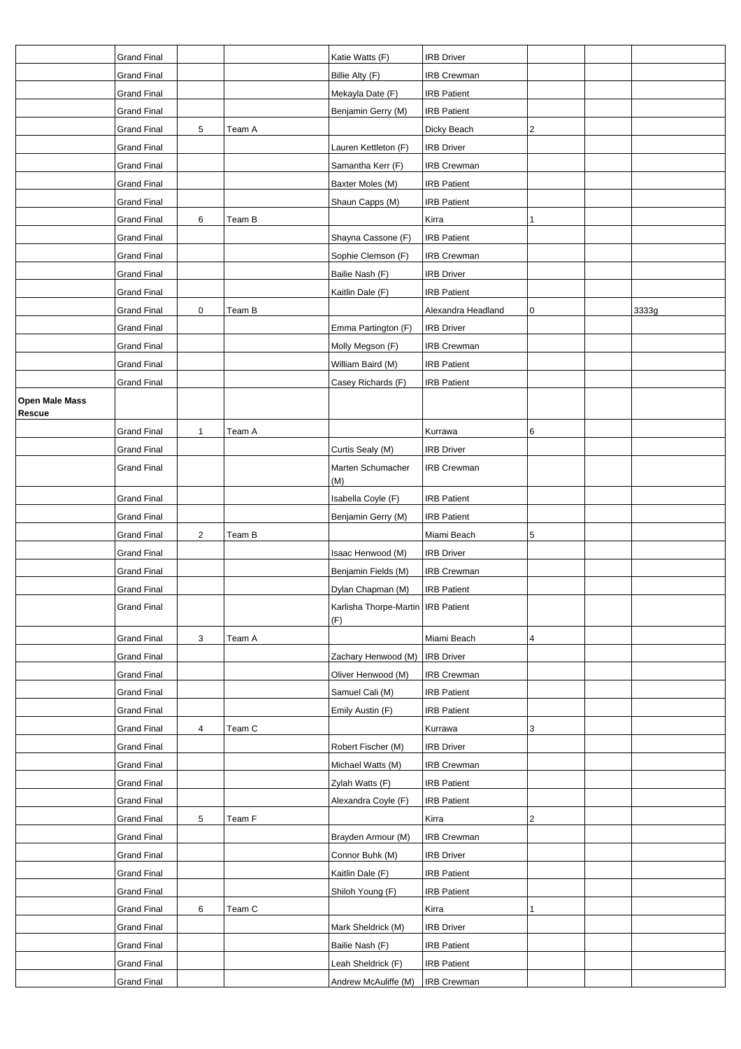| | | | | | | | | |
|---|---|---|---|---|---|---|---|---|
| | Grand Final | | | Katie Watts (F) | IRB Driver | | | |
| | Grand Final | | | Billie Alty (F) | IRB Crewman | | | |
| | Grand Final | | | Mekayla Date (F) | IRB Patient | | | |
| | Grand Final | | | Benjamin Gerry (M) | IRB Patient | | | |
| | Grand Final | 5 | Team A | | Dicky Beach | 2 | | |
| | Grand Final | | | Lauren Kettleton (F) | IRB Driver | | | |
| | Grand Final | | | Samantha Kerr (F) | IRB Crewman | | | |
| | Grand Final | | | Baxter Moles (M) | IRB Patient | | | |
| | Grand Final | | | Shaun Capps (M) | IRB Patient | | | |
| | Grand Final | 6 | Team B | | Kirra | 1 | | |
| | Grand Final | | | Shayna Cassone (F) | IRB Patient | | | |
| | Grand Final | | | Sophie Clemson (F) | IRB Crewman | | | |
| | Grand Final | | | Bailie Nash (F) | IRB Driver | | | |
| | Grand Final | | | Kaitlin Dale (F) | IRB Patient | | | |
| | Grand Final | 0 | Team B | | Alexandra Headland | 0 | | 3333g |
| | Grand Final | | | Emma Partington (F) | IRB Driver | | | |
| | Grand Final | | | Molly Megson (F) | IRB Crewman | | | |
| | Grand Final | | | William Baird (M) | IRB Patient | | | |
| | Grand Final | | | Casey Richards (F) | IRB Patient | | | |
| **Open Male Mass Rescue** | | | | | | | | |
| | Grand Final | 1 | Team A | | Kurrawa | 6 | | |
| | Grand Final | | | Curtis Sealy (M) | IRB Driver | | | |
| | Grand Final | | | Marten Schumacher (M) | IRB Crewman | | | |
| | Grand Final | | | Isabella Coyle (F) | IRB Patient | | | |
| | Grand Final | | | Benjamin Gerry (M) | IRB Patient | | | |
| | Grand Final | 2 | Team B | | Miami Beach | 5 | | |
| | Grand Final | | | Isaac Henwood (M) | IRB Driver | | | |
| | Grand Final | | | Benjamin Fields (M) | IRB Crewman | | | |
| | Grand Final | | | Dylan Chapman (M) | IRB Patient | | | |
| | Grand Final | | | Karlisha Thorpe-Martin (F) | IRB Patient | | | |
| | Grand Final | 3 | Team A | | Miami Beach | 4 | | |
| | Grand Final | | | Zachary Henwood (M) | IRB Driver | | | |
| | Grand Final | | | Oliver Henwood (M) | IRB Crewman | | | |
| | Grand Final | | | Samuel Cali (M) | IRB Patient | | | |
| | Grand Final | | | Emily Austin (F) | IRB Patient | | | |
| | Grand Final | 4 | Team C | | Kurrawa | 3 | | |
| | Grand Final | | | Robert Fischer (M) | IRB Driver | | | |
| | Grand Final | | | Michael Watts (M) | IRB Crewman | | | |
| | Grand Final | | | Zylah Watts (F) | IRB Patient | | | |
| | Grand Final | | | Alexandra Coyle (F) | IRB Patient | | | |
| | Grand Final | 5 | Team F | | Kirra | 2 | | |
| | Grand Final | | | Brayden Armour (M) | IRB Crewman | | | |
| | Grand Final | | | Connor Buhk (M) | IRB Driver | | | |
| | Grand Final | | | Kaitlin Dale (F) | IRB Patient | | | |
| | Grand Final | | | Shiloh Young (F) | IRB Patient | | | |
| | Grand Final | 6 | Team C | | Kirra | 1 | | |
| | Grand Final | | | Mark Sheldrick (M) | IRB Driver | | | |
| | Grand Final | | | Bailie Nash (F) | IRB Patient | | | |
| | Grand Final | | | Leah Sheldrick (F) | IRB Patient | | | |
| | Grand Final | | | Andrew McAuliffe (M) | IRB Crewman | | | |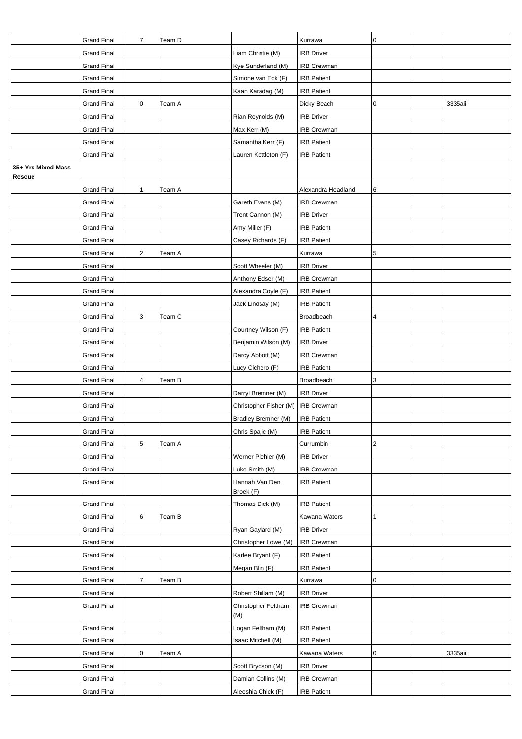| | | | | | | | | |
|---|---|---|---|---|---|---|---|---|
| | Grand Final | 7 | Team D | | Kurrawa | 0 | | |
| | Grand Final | | | Liam Christie (M) | IRB Driver | | | |
| | Grand Final | | | Kye Sunderland (M) | IRB Crewman | | | |
| | Grand Final | | | Simone van Eck (F) | IRB Patient | | | |
| | Grand Final | | | Kaan Karadag (M) | IRB Patient | | | |
| | Grand Final | 0 | Team A | | Dicky Beach | 0 | | 3335aii |
| | Grand Final | | | Rian Reynolds (M) | IRB Driver | | | |
| | Grand Final | | | Max Kerr (M) | IRB Crewman | | | |
| | Grand Final | | | Samantha Kerr (F) | IRB Patient | | | |
| | Grand Final | | | Lauren Kettleton (F) | IRB Patient | | | |
| **35+ Yrs Mixed Mass Rescue** | | | | | | | | |
| | Grand Final | 1 | Team A | | Alexandra Headland | 6 | | |
| | Grand Final | | | Gareth Evans (M) | IRB Crewman | | | |
| | Grand Final | | | Trent Cannon (M) | IRB Driver | | | |
| | Grand Final | | | Amy Miller (F) | IRB Patient | | | |
| | Grand Final | | | Casey Richards (F) | IRB Patient | | | |
| | Grand Final | 2 | Team A | | Kurrawa | 5 | | |
| | Grand Final | | | Scott Wheeler (M) | IRB Driver | | | |
| | Grand Final | | | Anthony Edser (M) | IRB Crewman | | | |
| | Grand Final | | | Alexandra Coyle (F) | IRB Patient | | | |
| | Grand Final | | | Jack Lindsay (M) | IRB Patient | | | |
| | Grand Final | 3 | Team C | | Broadbeach | 4 | | |
| | Grand Final | | | Courtney Wilson (F) | IRB Patient | | | |
| | Grand Final | | | Benjamin Wilson (M) | IRB Driver | | | |
| | Grand Final | | | Darcy Abbott (M) | IRB Crewman | | | |
| | Grand Final | | | Lucy Cichero (F) | IRB Patient | | | |
| | Grand Final | 4 | Team B | | Broadbeach | 3 | | |
| | Grand Final | | | Darryl Bremner (M) | IRB Driver | | | |
| | Grand Final | | | Christopher Fisher (M) | IRB Crewman | | | |
| | Grand Final | | | Bradley Bremner (M) | IRB Patient | | | |
| | Grand Final | | | Chris Spajic (M) | IRB Patient | | | |
| | Grand Final | 5 | Team A | | Currumbin | 2 | | |
| | Grand Final | | | Werner Piehler (M) | IRB Driver | | | |
| | Grand Final | | | Luke Smith (M) | IRB Crewman | | | |
| | Grand Final | | | Hannah Van Den Broek (F) | IRB Patient | | | |
| | Grand Final | | | Thomas Dick (M) | IRB Patient | | | |
| | Grand Final | 6 | Team B | | Kawana Waters | 1 | | |
| | Grand Final | | | Ryan Gaylard (M) | IRB Driver | | | |
| | Grand Final | | | Christopher Lowe (M) | IRB Crewman | | | |
| | Grand Final | | | Karlee Bryant (F) | IRB Patient | | | |
| | Grand Final | | | Megan Blin (F) | IRB Patient | | | |
| | Grand Final | 7 | Team B | | Kurrawa | 0 | | |
| | Grand Final | | | Robert Shillam (M) | IRB Driver | | | |
| | Grand Final | | | Christopher Feltham (M) | IRB Crewman | | | |
| | Grand Final | | | Logan Feltham (M) | IRB Patient | | | |
| | Grand Final | | | Isaac Mitchell (M) | IRB Patient | | | |
| | Grand Final | 0 | Team A | | Kawana Waters | 0 | | 3335aii |
| | Grand Final | | | Scott Brydson (M) | IRB Driver | | | |
| | Grand Final | | | Damian Collins (M) | IRB Crewman | | | |
| | Grand Final | | | Aleeshia Chick (F) | IRB Patient | | | |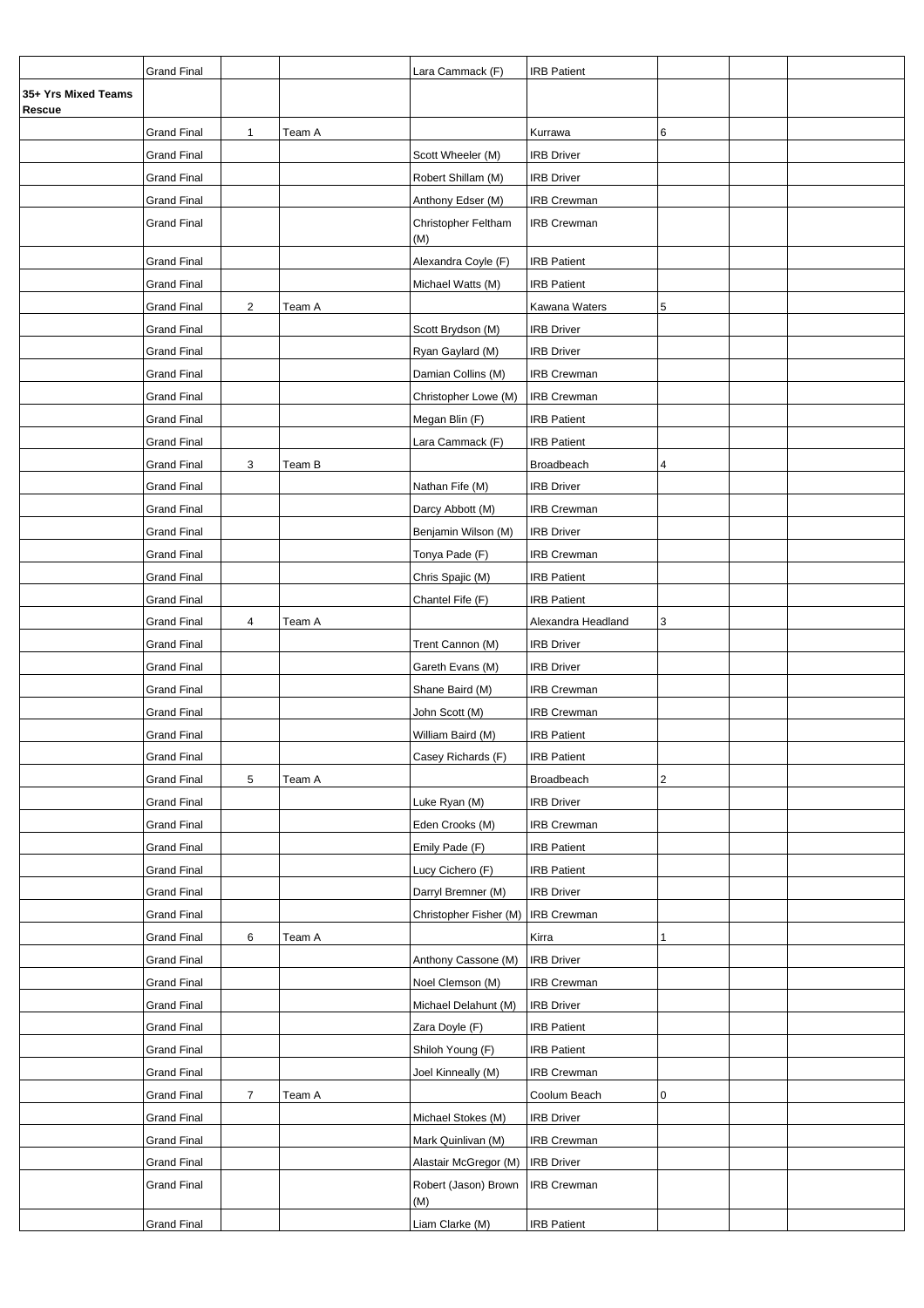| | | | | | | | | |
|---|---|---|---|---|---|---|---|---|
| | Grand Final | | | Lara Cammack (F) | IRB Patient | | | |
| **35+ Yrs Mixed Teams Rescue** | | | | | | | | |
| | Grand Final | 1 | Team A | | Kurrawa | 6 | | |
| | Grand Final | | | Scott Wheeler (M) | IRB Driver | | | |
| | Grand Final | | | Robert Shillam (M) | IRB Driver | | | |
| | Grand Final | | | Anthony Edser (M) | IRB Crewman | | | |
| | Grand Final | | | Christopher Feltham (M) | IRB Crewman | | | |
| | Grand Final | | | Alexandra Coyle (F) | IRB Patient | | | |
| | Grand Final | | | Michael Watts (M) | IRB Patient | | | |
| | Grand Final | 2 | Team A | | Kawana Waters | 5 | | |
| | Grand Final | | | Scott Brydson (M) | IRB Driver | | | |
| | Grand Final | | | Ryan Gaylard (M) | IRB Driver | | | |
| | Grand Final | | | Damian Collins (M) | IRB Crewman | | | |
| | Grand Final | | | Christopher Lowe (M) | IRB Crewman | | | |
| | Grand Final | | | Megan Blin (F) | IRB Patient | | | |
| | Grand Final | | | Lara Cammack (F) | IRB Patient | | | |
| | Grand Final | 3 | Team B | | Broadbeach | 4 | | |
| | Grand Final | | | Nathan Fife (M) | IRB Driver | | | |
| | Grand Final | | | Darcy Abbott (M) | IRB Crewman | | | |
| | Grand Final | | | Benjamin Wilson (M) | IRB Driver | | | |
| | Grand Final | | | Tonya Pade (F) | IRB Crewman | | | |
| | Grand Final | | | Chris Spajic (M) | IRB Patient | | | |
| | Grand Final | | | Chantel Fife (F) | IRB Patient | | | |
| | Grand Final | 4 | Team A | | Alexandra Headland | 3 | | |
| | Grand Final | | | Trent Cannon (M) | IRB Driver | | | |
| | Grand Final | | | Gareth Evans (M) | IRB Driver | | | |
| | Grand Final | | | Shane Baird (M) | IRB Crewman | | | |
| | Grand Final | | | John Scott (M) | IRB Crewman | | | |
| | Grand Final | | | William Baird (M) | IRB Patient | | | |
| | Grand Final | | | Casey Richards (F) | IRB Patient | | | |
| | Grand Final | 5 | Team A | | Broadbeach | 2 | | |
| | Grand Final | | | Luke Ryan (M) | IRB Driver | | | |
| | Grand Final | | | Eden Crooks (M) | IRB Crewman | | | |
| | Grand Final | | | Emily Pade (F) | IRB Patient | | | |
| | Grand Final | | | Lucy Cichero (F) | IRB Patient | | | |
| | Grand Final | | | Darryl Bremner (M) | IRB Driver | | | |
| | Grand Final | | | Christopher Fisher (M) | IRB Crewman | | | |
| | Grand Final | 6 | Team A | | Kirra | 1 | | |
| | Grand Final | | | Anthony Cassone (M) | IRB Driver | | | |
| | Grand Final | | | Noel Clemson (M) | IRB Crewman | | | |
| | Grand Final | | | Michael Delahunt (M) | IRB Driver | | | |
| | Grand Final | | | Zara Doyle (F) | IRB Patient | | | |
| | Grand Final | | | Shiloh Young (F) | IRB Patient | | | |
| | Grand Final | | | Joel Kinneally (M) | IRB Crewman | | | |
| | Grand Final | 7 | Team A | | Coolum Beach | 0 | | |
| | Grand Final | | | Michael Stokes (M) | IRB Driver | | | |
| | Grand Final | | | Mark Quinlivan (M) | IRB Crewman | | | |
| | Grand Final | | | Alastair McGregor (M) | IRB Driver | | | |
| | Grand Final | | | Robert (Jason) Brown (M) | IRB Crewman | | | |
| | Grand Final | | | Liam Clarke (M) | IRB Patient | | | |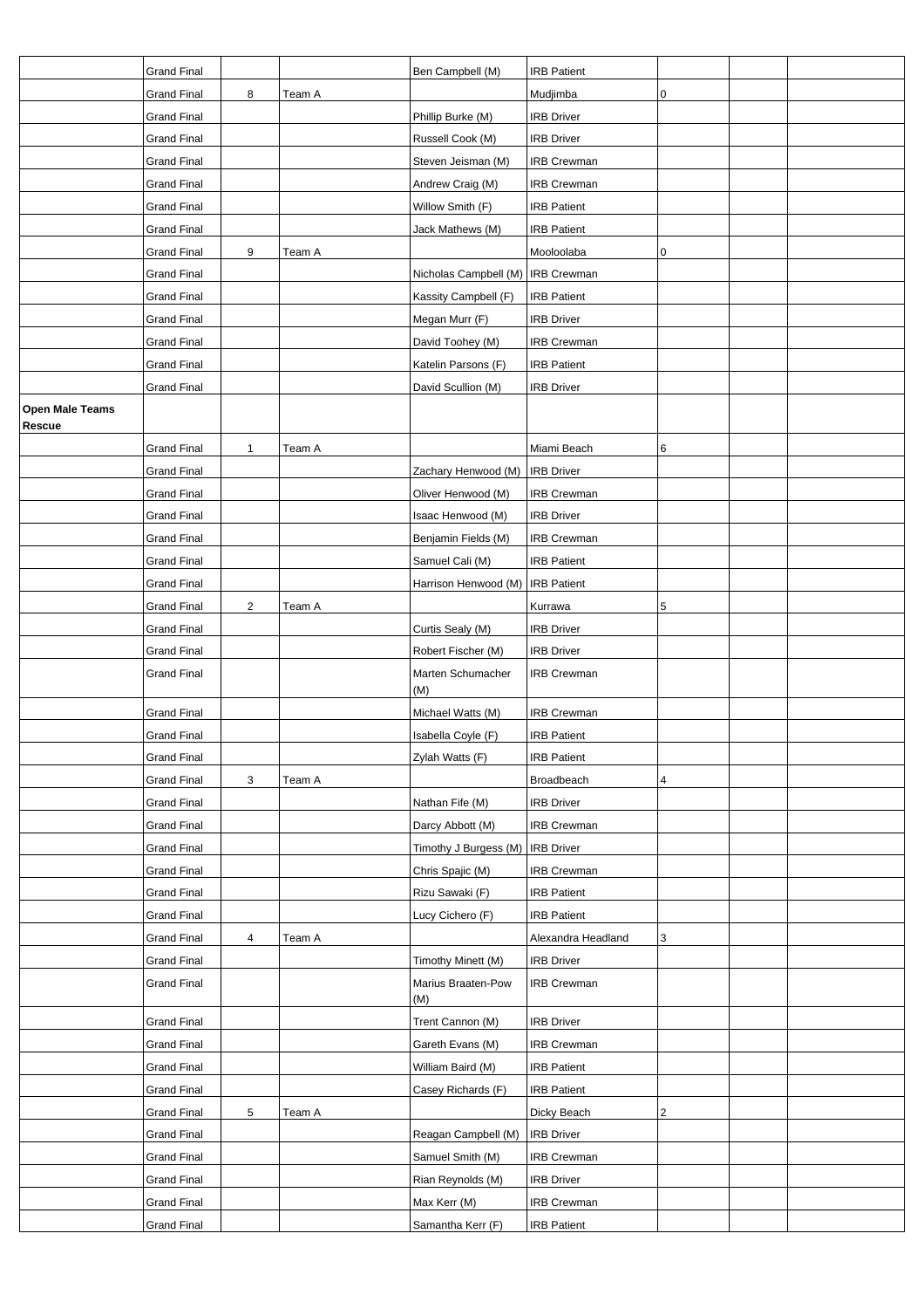|  |  |  |  |  |  |  |  |  |
|---|---|---|---|---|---|---|---|---|
|  | Grand Final |  |  | Ben Campbell (M) | IRB Patient |  |  |  |
|  | Grand Final | 8 | Team A |  | Mudjimba | 0 |  |  |
|  | Grand Final |  |  | Phillip Burke (M) | IRB Driver |  |  |  |
|  | Grand Final |  |  | Russell Cook (M) | IRB Driver |  |  |  |
|  | Grand Final |  |  | Steven Jeisman (M) | IRB Crewman |  |  |  |
|  | Grand Final |  |  | Andrew Craig (M) | IRB Crewman |  |  |  |
|  | Grand Final |  |  | Willow Smith (F) | IRB Patient |  |  |  |
|  | Grand Final |  |  | Jack Mathews (M) | IRB Patient |  |  |  |
|  | Grand Final | 9 | Team A |  | Mooloolaba | 0 |  |  |
|  | Grand Final |  |  | Nicholas Campbell (M) | IRB Crewman |  |  |  |
|  | Grand Final |  |  | Kassity Campbell (F) | IRB Patient |  |  |  |
|  | Grand Final |  |  | Megan Murr (F) | IRB Driver |  |  |  |
|  | Grand Final |  |  | David Toohey (M) | IRB Crewman |  |  |  |
|  | Grand Final |  |  | Katelin Parsons (F) | IRB Patient |  |  |  |
|  | Grand Final |  |  | David Scullion (M) | IRB Driver |  |  |  |
| **Open Male Teams Rescue** |  |  |  |  |  |  |  |  |
|  | Grand Final | 1 | Team A |  | Miami Beach | 6 |  |  |
|  | Grand Final |  |  | Zachary Henwood (M) | IRB Driver |  |  |  |
|  | Grand Final |  |  | Oliver Henwood (M) | IRB Crewman |  |  |  |
|  | Grand Final |  |  | Isaac Henwood (M) | IRB Driver |  |  |  |
|  | Grand Final |  |  | Benjamin Fields (M) | IRB Crewman |  |  |  |
|  | Grand Final |  |  | Samuel Cali (M) | IRB Patient |  |  |  |
|  | Grand Final |  |  | Harrison Henwood (M) | IRB Patient |  |  |  |
|  | Grand Final | 2 | Team A |  | Kurrawa | 5 |  |  |
|  | Grand Final |  |  | Curtis Sealy (M) | IRB Driver |  |  |  |
|  | Grand Final |  |  | Robert Fischer (M) | IRB Driver |  |  |  |
|  | Grand Final |  |  | Marten Schumacher (M) | IRB Crewman |  |  |  |
|  | Grand Final |  |  | Michael Watts (M) | IRB Crewman |  |  |  |
|  | Grand Final |  |  | Isabella Coyle (F) | IRB Patient |  |  |  |
|  | Grand Final |  |  | Zylah Watts (F) | IRB Patient |  |  |  |
|  | Grand Final | 3 | Team A |  | Broadbeach | 4 |  |  |
|  | Grand Final |  |  | Nathan Fife (M) | IRB Driver |  |  |  |
|  | Grand Final |  |  | Darcy Abbott (M) | IRB Crewman |  |  |  |
|  | Grand Final |  |  | Timothy J Burgess (M) | IRB Driver |  |  |  |
|  | Grand Final |  |  | Chris Spajic (M) | IRB Crewman |  |  |  |
|  | Grand Final |  |  | Rizu Sawaki (F) | IRB Patient |  |  |  |
|  | Grand Final |  |  | Lucy Cichero (F) | IRB Patient |  |  |  |
|  | Grand Final | 4 | Team A |  | Alexandra Headland | 3 |  |  |
|  | Grand Final |  |  | Timothy Minett (M) | IRB Driver |  |  |  |
|  | Grand Final |  |  | Marius Braaten-Pow (M) | IRB Crewman |  |  |  |
|  | Grand Final |  |  | Trent Cannon (M) | IRB Driver |  |  |  |
|  | Grand Final |  |  | Gareth Evans (M) | IRB Crewman |  |  |  |
|  | Grand Final |  |  | William Baird (M) | IRB Patient |  |  |  |
|  | Grand Final |  |  | Casey Richards (F) | IRB Patient |  |  |  |
|  | Grand Final | 5 | Team A |  | Dicky Beach | 2 |  |  |
|  | Grand Final |  |  | Reagan Campbell (M) | IRB Driver |  |  |  |
|  | Grand Final |  |  | Samuel Smith (M) | IRB Crewman |  |  |  |
|  | Grand Final |  |  | Rian Reynolds (M) | IRB Driver |  |  |  |
|  | Grand Final |  |  | Max Kerr (M) | IRB Crewman |  |  |  |
|  | Grand Final |  |  | Samantha Kerr (F) | IRB Patient |  |  |  |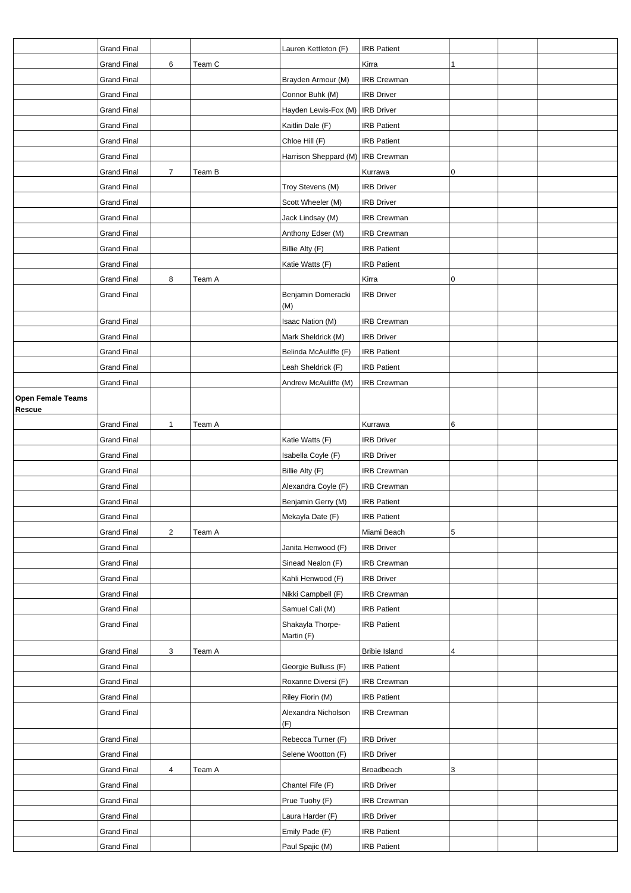|  |  |  |  |  |  |  |  |  |
|---|---|---|---|---|---|---|---|---|
|  | Grand Final |  |  | Lauren Kettleton (F) | IRB Patient |  |  |  |
|  | Grand Final | 6 | Team C |  | Kirra | 1 |  |  |
|  | Grand Final |  |  | Brayden Armour (M) | IRB Crewman |  |  |  |
|  | Grand Final |  |  | Connor Buhk (M) | IRB Driver |  |  |  |
|  | Grand Final |  |  | Hayden Lewis-Fox (M) | IRB Driver |  |  |  |
|  | Grand Final |  |  | Kaitlin Dale (F) | IRB Patient |  |  |  |
|  | Grand Final |  |  | Chloe Hill (F) | IRB Patient |  |  |  |
|  | Grand Final |  |  | Harrison Sheppard (M) | IRB Crewman |  |  |  |
|  | Grand Final | 7 | Team B |  | Kurrawa | 0 |  |  |
|  | Grand Final |  |  | Troy Stevens (M) | IRB Driver |  |  |  |
|  | Grand Final |  |  | Scott Wheeler (M) | IRB Driver |  |  |  |
|  | Grand Final |  |  | Jack Lindsay (M) | IRB Crewman |  |  |  |
|  | Grand Final |  |  | Anthony Edser (M) | IRB Crewman |  |  |  |
|  | Grand Final |  |  | Billie Alty (F) | IRB Patient |  |  |  |
|  | Grand Final |  |  | Katie Watts (F) | IRB Patient |  |  |  |
|  | Grand Final | 8 | Team A |  | Kirra | 0 |  |  |
|  | Grand Final |  |  | Benjamin Domeracki (M) | IRB Driver |  |  |  |
|  | Grand Final |  |  | Isaac Nation (M) | IRB Crewman |  |  |  |
|  | Grand Final |  |  | Mark Sheldrick (M) | IRB Driver |  |  |  |
|  | Grand Final |  |  | Belinda McAuliffe (F) | IRB Patient |  |  |  |
|  | Grand Final |  |  | Leah Sheldrick (F) | IRB Patient |  |  |  |
|  | Grand Final |  |  | Andrew McAuliffe (M) | IRB Crewman |  |  |  |
| **Open Female Teams Rescue** |  |  |  |  |  |  |  |  |
|  | Grand Final | 1 | Team A |  | Kurrawa | 6 |  |  |
|  | Grand Final |  |  | Katie Watts (F) | IRB Driver |  |  |  |
|  | Grand Final |  |  | Isabella Coyle (F) | IRB Driver |  |  |  |
|  | Grand Final |  |  | Billie Alty (F) | IRB Crewman |  |  |  |
|  | Grand Final |  |  | Alexandra Coyle (F) | IRB Crewman |  |  |  |
|  | Grand Final |  |  | Benjamin Gerry (M) | IRB Patient |  |  |  |
|  | Grand Final |  |  | Mekayla Date (F) | IRB Patient |  |  |  |
|  | Grand Final | 2 | Team A |  | Miami Beach | 5 |  |  |
|  | Grand Final |  |  | Janita Henwood (F) | IRB Driver |  |  |  |
|  | Grand Final |  |  | Sinead Nealon (F) | IRB Crewman |  |  |  |
|  | Grand Final |  |  | Kahli Henwood (F) | IRB Driver |  |  |  |
|  | Grand Final |  |  | Nikki Campbell (F) | IRB Crewman |  |  |  |
|  | Grand Final |  |  | Samuel Cali (M) | IRB Patient |  |  |  |
|  | Grand Final |  |  | Shakayla Thorpe-Martin (F) | IRB Patient |  |  |  |
|  | Grand Final | 3 | Team A |  | Bribie Island | 4 |  |  |
|  | Grand Final |  |  | Georgie Bulluss (F) | IRB Patient |  |  |  |
|  | Grand Final |  |  | Roxanne Diversi (F) | IRB Crewman |  |  |  |
|  | Grand Final |  |  | Riley Fiorin (M) | IRB Patient |  |  |  |
|  | Grand Final |  |  | Alexandra Nicholson (F) | IRB Crewman |  |  |  |
|  | Grand Final |  |  | Rebecca Turner (F) | IRB Driver |  |  |  |
|  | Grand Final |  |  | Selene Wootton (F) | IRB Driver |  |  |  |
|  | Grand Final | 4 | Team A |  | Broadbeach | 3 |  |  |
|  | Grand Final |  |  | Chantel Fife (F) | IRB Driver |  |  |  |
|  | Grand Final |  |  | Prue Tuohy (F) | IRB Crewman |  |  |  |
|  | Grand Final |  |  | Laura Harder (F) | IRB Driver |  |  |  |
|  | Grand Final |  |  | Emily Pade (F) | IRB Patient |  |  |  |
|  | Grand Final |  |  | Paul Spajic (M) | IRB Patient |  |  |  |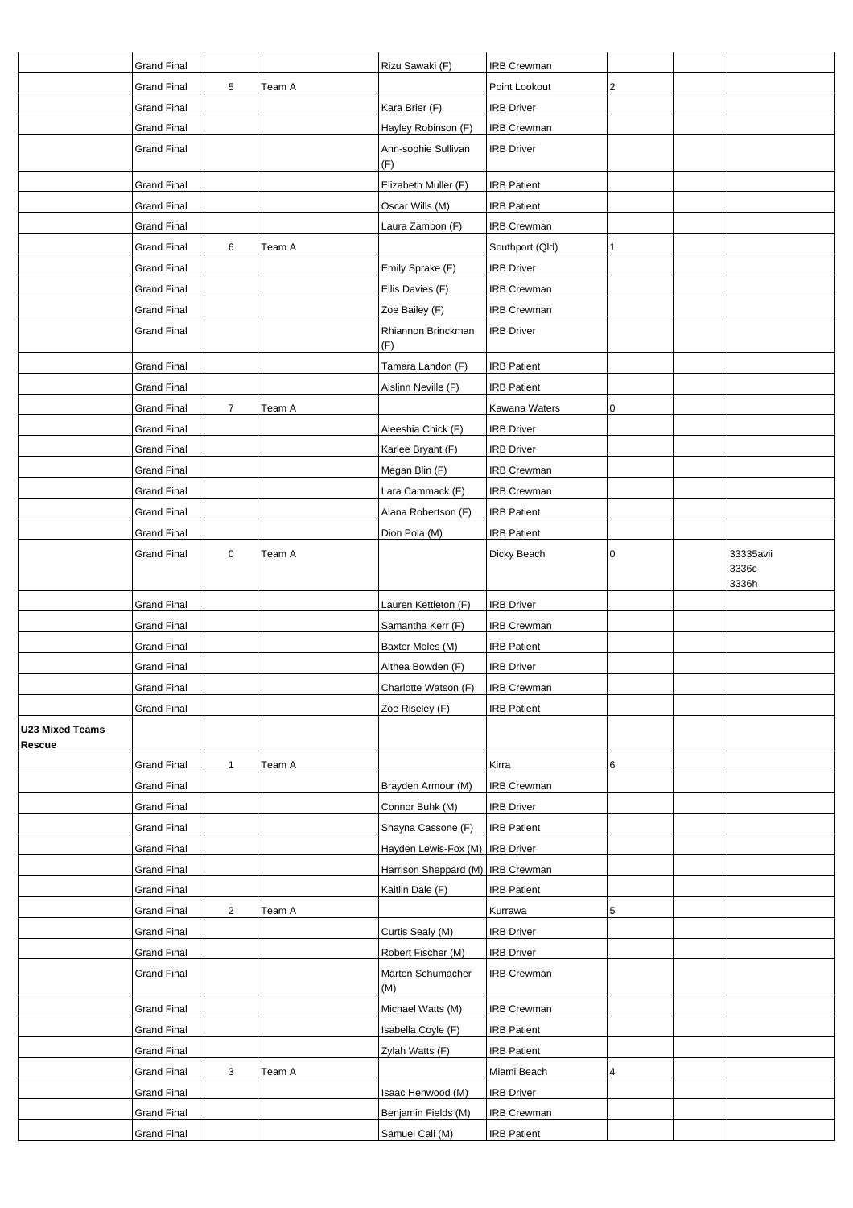| | | | | | | | | |
|---|---|---|---|---|---|---|---|---|
| | Grand Final | | | Rizu Sawaki (F) | IRB Crewman | | | |
| | Grand Final | 5 | Team A | | Point Lookout | 2 | | |
| | Grand Final | | | Kara Brier (F) | IRB Driver | | | |
| | Grand Final | | | Hayley Robinson (F) | IRB Crewman | | | |
| | Grand Final | | | Ann-sophie Sullivan (F) | IRB Driver | | | |
| | Grand Final | | | Elizabeth Muller (F) | IRB Patient | | | |
| | Grand Final | | | Oscar Wills (M) | IRB Patient | | | |
| | Grand Final | | | Laura Zambon (F) | IRB Crewman | | | |
| | Grand Final | 6 | Team A | | Southport (Qld) | 1 | | |
| | Grand Final | | | Emily Sprake (F) | IRB Driver | | | |
| | Grand Final | | | Ellis Davies (F) | IRB Crewman | | | |
| | Grand Final | | | Zoe Bailey (F) | IRB Crewman | | | |
| | Grand Final | | | Rhiannon Brinckman (F) | IRB Driver | | | |
| | Grand Final | | | Tamara Landon (F) | IRB Patient | | | |
| | Grand Final | | | Aislinn Neville (F) | IRB Patient | | | |
| | Grand Final | 7 | Team A | | Kawana Waters | 0 | | |
| | Grand Final | | | Aleeshia Chick (F) | IRB Driver | | | |
| | Grand Final | | | Karlee Bryant (F) | IRB Driver | | | |
| | Grand Final | | | Megan Blin (F) | IRB Crewman | | | |
| | Grand Final | | | Lara Cammack (F) | IRB Crewman | | | |
| | Grand Final | | | Alana Robertson (F) | IRB Patient | | | |
| | Grand Final | | | Dion Pola (M) | IRB Patient | | | |
| | Grand Final | 0 | Team A | | Dicky Beach | 0 | | 33335avii 3336c 3336h |
| | Grand Final | | | Lauren Kettleton (F) | IRB Driver | | | |
| | Grand Final | | | Samantha Kerr (F) | IRB Crewman | | | |
| | Grand Final | | | Baxter Moles (M) | IRB Patient | | | |
| | Grand Final | | | Althea Bowden (F) | IRB Driver | | | |
| | Grand Final | | | Charlotte Watson (F) | IRB Crewman | | | |
| | Grand Final | | | Zoe Riseley (F) | IRB Patient | | | |
| **U23 Mixed Teams Rescue** | | | | | | | | |
| | Grand Final | 1 | Team A | | Kirra | 6 | | |
| | Grand Final | | | Brayden Armour (M) | IRB Crewman | | | |
| | Grand Final | | | Connor Buhk (M) | IRB Driver | | | |
| | Grand Final | | | Shayna Cassone (F) | IRB Patient | | | |
| | Grand Final | | | Hayden Lewis-Fox (M) | IRB Driver | | | |
| | Grand Final | | | Harrison Sheppard (M) | IRB Crewman | | | |
| | Grand Final | | | Kaitlin Dale (F) | IRB Patient | | | |
| | Grand Final | 2 | Team A | | Kurrawa | 5 | | |
| | Grand Final | | | Curtis Sealy (M) | IRB Driver | | | |
| | Grand Final | | | Robert Fischer (M) | IRB Driver | | | |
| | Grand Final | | | Marten Schumacher (M) | IRB Crewman | | | |
| | Grand Final | | | Michael Watts (M) | IRB Crewman | | | |
| | Grand Final | | | Isabella Coyle (F) | IRB Patient | | | |
| | Grand Final | | | Zylah Watts (F) | IRB Patient | | | |
| | Grand Final | 3 | Team A | | Miami Beach | 4 | | |
| | Grand Final | | | Isaac Henwood (M) | IRB Driver | | | |
| | Grand Final | | | Benjamin Fields (M) | IRB Crewman | | | |
| | Grand Final | | | Samuel Cali (M) | IRB Patient | | | |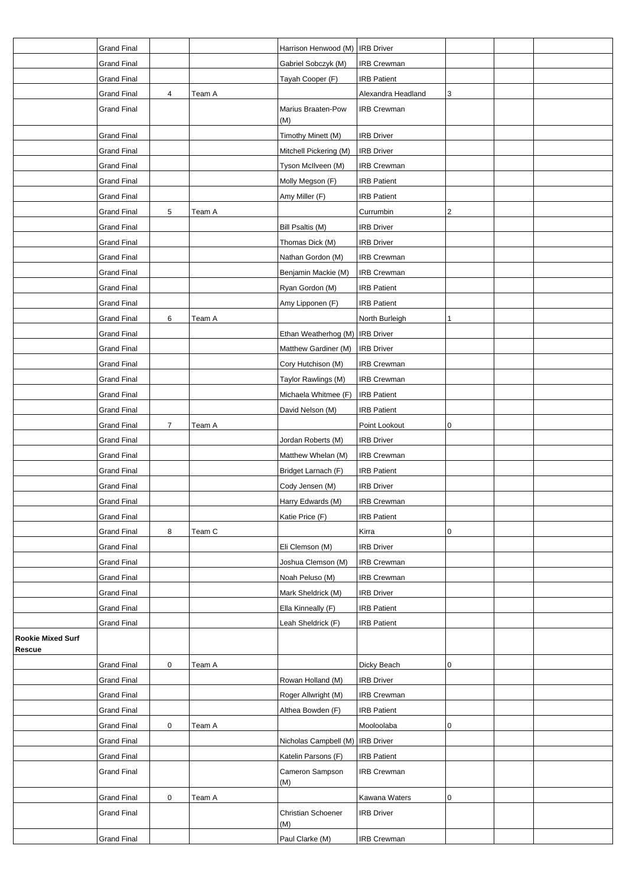|  |  |  |  |  |  |  |  |  |
|---|---|---|---|---|---|---|---|---|
|  | Grand Final |  |  | Harrison Henwood (M) | IRB Driver |  |  |  |
|  | Grand Final |  |  | Gabriel Sobczyk (M) | IRB Crewman |  |  |  |
|  | Grand Final |  |  | Tayah Cooper (F) | IRB Patient |  |  |  |
|  | Grand Final | 4 | Team A |  | Alexandra Headland | 3 |  |  |
|  | Grand Final |  |  | Marius Braaten-Pow (M) | IRB Crewman |  |  |  |
|  | Grand Final |  |  | Timothy Minett (M) | IRB Driver |  |  |  |
|  | Grand Final |  |  | Mitchell Pickering (M) | IRB Driver |  |  |  |
|  | Grand Final |  |  | Tyson McIlveen (M) | IRB Crewman |  |  |  |
|  | Grand Final |  |  | Molly Megson (F) | IRB Patient |  |  |  |
|  | Grand Final |  |  | Amy Miller (F) | IRB Patient |  |  |  |
|  | Grand Final | 5 | Team A |  | Currumbin | 2 |  |  |
|  | Grand Final |  |  | Bill Psaltis (M) | IRB Driver |  |  |  |
|  | Grand Final |  |  | Thomas Dick (M) | IRB Driver |  |  |  |
|  | Grand Final |  |  | Nathan Gordon (M) | IRB Crewman |  |  |  |
|  | Grand Final |  |  | Benjamin Mackie (M) | IRB Crewman |  |  |  |
|  | Grand Final |  |  | Ryan Gordon (M) | IRB Patient |  |  |  |
|  | Grand Final |  |  | Amy Lipponen (F) | IRB Patient |  |  |  |
|  | Grand Final | 6 | Team A |  | North Burleigh | 1 |  |  |
|  | Grand Final |  |  | Ethan Weatherhog (M) | IRB Driver |  |  |  |
|  | Grand Final |  |  | Matthew Gardiner (M) | IRB Driver |  |  |  |
|  | Grand Final |  |  | Cory Hutchison (M) | IRB Crewman |  |  |  |
|  | Grand Final |  |  | Taylor Rawlings (M) | IRB Crewman |  |  |  |
|  | Grand Final |  |  | Michaela Whitmee (F) | IRB Patient |  |  |  |
|  | Grand Final |  |  | David Nelson (M) | IRB Patient |  |  |  |
|  | Grand Final | 7 | Team A |  | Point Lookout | 0 |  |  |
|  | Grand Final |  |  | Jordan Roberts (M) | IRB Driver |  |  |  |
|  | Grand Final |  |  | Matthew Whelan (M) | IRB Crewman |  |  |  |
|  | Grand Final |  |  | Bridget Larnach (F) | IRB Patient |  |  |  |
|  | Grand Final |  |  | Cody Jensen (M) | IRB Driver |  |  |  |
|  | Grand Final |  |  | Harry Edwards (M) | IRB Crewman |  |  |  |
|  | Grand Final |  |  | Katie Price (F) | IRB Patient |  |  |  |
|  | Grand Final | 8 | Team C |  | Kirra | 0 |  |  |
|  | Grand Final |  |  | Eli Clemson (M) | IRB Driver |  |  |  |
|  | Grand Final |  |  | Joshua Clemson (M) | IRB Crewman |  |  |  |
|  | Grand Final |  |  | Noah Peluso (M) | IRB Crewman |  |  |  |
|  | Grand Final |  |  | Mark Sheldrick (M) | IRB Driver |  |  |  |
|  | Grand Final |  |  | Ella Kinneally (F) | IRB Patient |  |  |  |
|  | Grand Final |  |  | Leah Sheldrick (F) | IRB Patient |  |  |  |
| **Rookie Mixed Surf Rescue** |  |  |  |  |  |  |  |  |
|  | Grand Final | 0 | Team A |  | Dicky Beach | 0 |  |  |
|  | Grand Final |  |  | Rowan Holland (M) | IRB Driver |  |  |  |
|  | Grand Final |  |  | Roger Allwright (M) | IRB Crewman |  |  |  |
|  | Grand Final |  |  | Althea Bowden (F) | IRB Patient |  |  |  |
|  | Grand Final | 0 | Team A |  | Mooloolaba | 0 |  |  |
|  | Grand Final |  |  | Nicholas Campbell (M) | IRB Driver |  |  |  |
|  | Grand Final |  |  | Katelin Parsons (F) | IRB Patient |  |  |  |
|  | Grand Final |  |  | Cameron Sampson (M) | IRB Crewman |  |  |  |
|  | Grand Final | 0 | Team A |  | Kawana Waters | 0 |  |  |
|  | Grand Final |  |  | Christian Schoener (M) | IRB Driver |  |  |  |
|  | Grand Final |  |  | Paul Clarke (M) | IRB Crewman |  |  |  |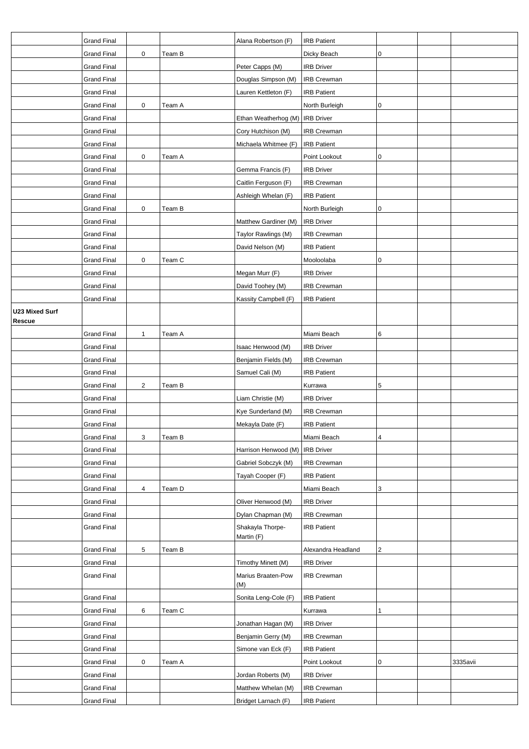| | | | | | | | | |
|---|---|---|---|---|---|---|---|---|
| | Grand Final | | | Alana Robertson (F) | IRB Patient | | | |
| | Grand Final | 0 | Team B | | Dicky Beach | 0 | | |
| | Grand Final | | | Peter Capps (M) | IRB Driver | | | |
| | Grand Final | | | Douglas Simpson (M) | IRB Crewman | | | |
| | Grand Final | | | Lauren Kettleton (F) | IRB Patient | | | |
| | Grand Final | 0 | Team A | | North Burleigh | 0 | | |
| | Grand Final | | | Ethan Weatherhog (M) | IRB Driver | | | |
| | Grand Final | | | Cory Hutchison (M) | IRB Crewman | | | |
| | Grand Final | | | Michaela Whitmee (F) | IRB Patient | | | |
| | Grand Final | 0 | Team A | | Point Lookout | 0 | | |
| | Grand Final | | | Gemma Francis (F) | IRB Driver | | | |
| | Grand Final | | | Caitlin Ferguson (F) | IRB Crewman | | | |
| | Grand Final | | | Ashleigh Whelan (F) | IRB Patient | | | |
| | Grand Final | 0 | Team B | | North Burleigh | 0 | | |
| | Grand Final | | | Matthew Gardiner (M) | IRB Driver | | | |
| | Grand Final | | | Taylor Rawlings (M) | IRB Crewman | | | |
| | Grand Final | | | David Nelson (M) | IRB Patient | | | |
| | Grand Final | 0 | Team C | | Mooloolaba | 0 | | |
| | Grand Final | | | Megan Murr (F) | IRB Driver | | | |
| | Grand Final | | | David Toohey (M) | IRB Crewman | | | |
| | Grand Final | | | Kassity Campbell (F) | IRB Patient | | | |
| **U23 Mixed Surf Rescue** | | | | | | | | |
| | Grand Final | 1 | Team A | | Miami Beach | 6 | | |
| | Grand Final | | | Isaac Henwood (M) | IRB Driver | | | |
| | Grand Final | | | Benjamin Fields (M) | IRB Crewman | | | |
| | Grand Final | | | Samuel Cali (M) | IRB Patient | | | |
| | Grand Final | 2 | Team B | | Kurrawa | 5 | | |
| | Grand Final | | | Liam Christie (M) | IRB Driver | | | |
| | Grand Final | | | Kye Sunderland (M) | IRB Crewman | | | |
| | Grand Final | | | Mekayla Date (F) | IRB Patient | | | |
| | Grand Final | 3 | Team B | | Miami Beach | 4 | | |
| | Grand Final | | | Harrison Henwood (M) | IRB Driver | | | |
| | Grand Final | | | Gabriel Sobczyk (M) | IRB Crewman | | | |
| | Grand Final | | | Tayah Cooper (F) | IRB Patient | | | |
| | Grand Final | 4 | Team D | | Miami Beach | 3 | | |
| | Grand Final | | | Oliver Henwood (M) | IRB Driver | | | |
| | Grand Final | | | Dylan Chapman (M) | IRB Crewman | | | |
| | Grand Final | | | Shakayla Thorpe-Martin (F) | IRB Patient | | | |
| | Grand Final | 5 | Team B | | Alexandra Headland | 2 | | |
| | Grand Final | | | Timothy Minett (M) | IRB Driver | | | |
| | Grand Final | | | Marius Braaten-Pow (M) | IRB Crewman | | | |
| | Grand Final | | | Sonita Leng-Cole (F) | IRB Patient | | | |
| | Grand Final | 6 | Team C | | Kurrawa | 1 | | |
| | Grand Final | | | Jonathan Hagan (M) | IRB Driver | | | |
| | Grand Final | | | Benjamin Gerry (M) | IRB Crewman | | | |
| | Grand Final | | | Simone van Eck (F) | IRB Patient | | | |
| | Grand Final | 0 | Team A | | Point Lookout | 0 | | 3335avii |
| | Grand Final | | | Jordan Roberts (M) | IRB Driver | | | |
| | Grand Final | | | Matthew Whelan (M) | IRB Crewman | | | |
| | Grand Final | | | Bridget Larnach (F) | IRB Patient | | | |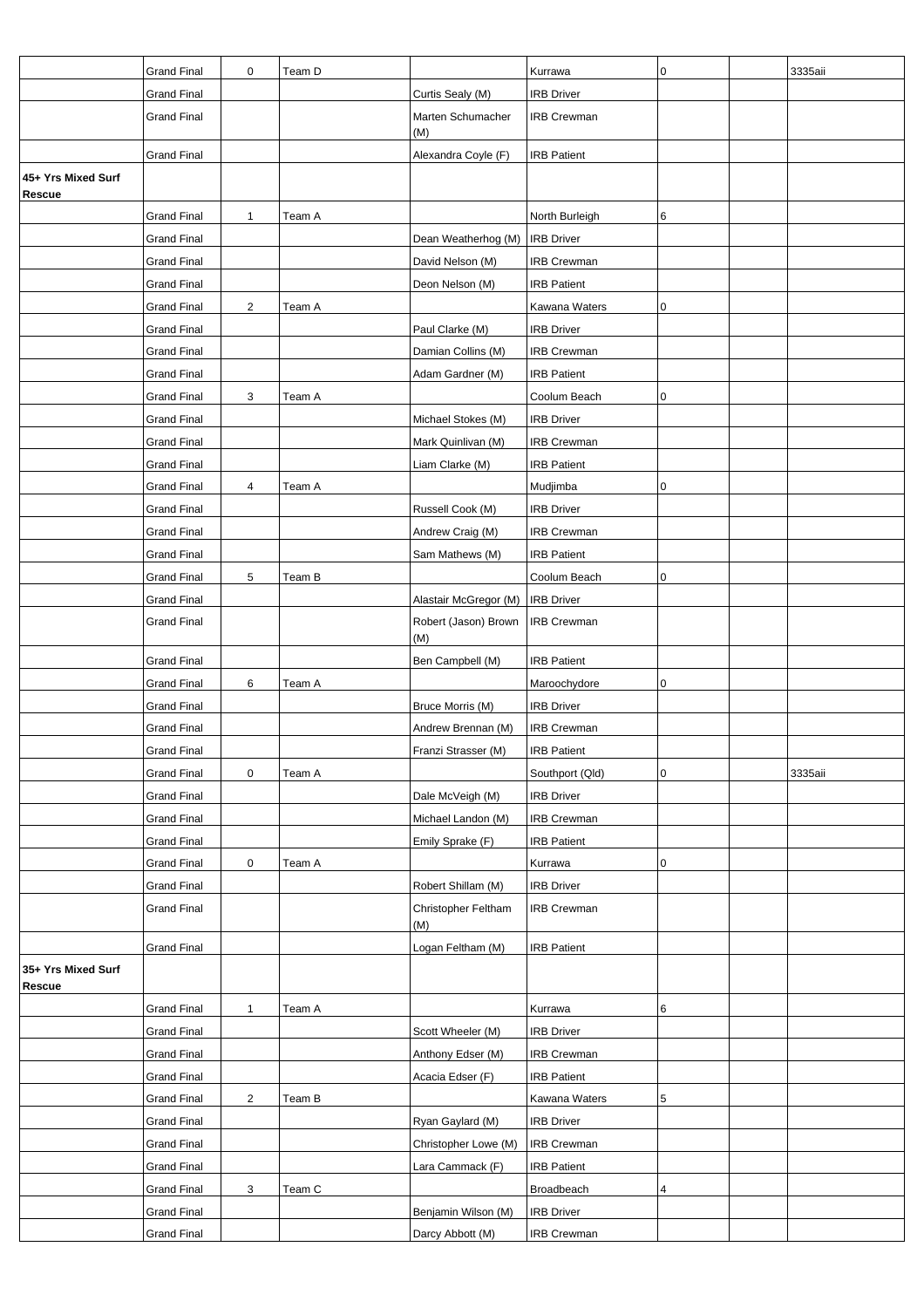|  |  |  |  |  |  |  |  |  |
|---|---|---|---|---|---|---|---|---|
|  | Grand Final | 0 | Team D |  | Kurrawa | 0 |  | 3335aii |
|  | Grand Final |  |  | Curtis Sealy (M) | IRB Driver |  |  |  |
|  | Grand Final |  |  | Marten Schumacher (M) | IRB Crewman |  |  |  |
|  | Grand Final |  |  | Alexandra Coyle (F) | IRB Patient |  |  |  |
| **45+ Yrs Mixed Surf Rescue** |  |  |  |  |  |  |  |  |
|  | Grand Final | 1 | Team A |  | North Burleigh | 6 |  |  |
|  | Grand Final |  |  | Dean Weatherhog (M) | IRB Driver |  |  |  |
|  | Grand Final |  |  | David Nelson (M) | IRB Crewman |  |  |  |
|  | Grand Final |  |  | Deon Nelson (M) | IRB Patient |  |  |  |
|  | Grand Final | 2 | Team A |  | Kawana Waters | 0 |  |  |
|  | Grand Final |  |  | Paul Clarke (M) | IRB Driver |  |  |  |
|  | Grand Final |  |  | Damian Collins (M) | IRB Crewman |  |  |  |
|  | Grand Final |  |  | Adam Gardner (M) | IRB Patient |  |  |  |
|  | Grand Final | 3 | Team A |  | Coolum Beach | 0 |  |  |
|  | Grand Final |  |  | Michael Stokes (M) | IRB Driver |  |  |  |
|  | Grand Final |  |  | Mark Quinlivan (M) | IRB Crewman |  |  |  |
|  | Grand Final |  |  | Liam Clarke (M) | IRB Patient |  |  |  |
|  | Grand Final | 4 | Team A |  | Mudjimba | 0 |  |  |
|  | Grand Final |  |  | Russell Cook (M) | IRB Driver |  |  |  |
|  | Grand Final |  |  | Andrew Craig (M) | IRB Crewman |  |  |  |
|  | Grand Final |  |  | Sam Mathews (M) | IRB Patient |  |  |  |
|  | Grand Final | 5 | Team B |  | Coolum Beach | 0 |  |  |
|  | Grand Final |  |  | Alastair McGregor (M) | IRB Driver |  |  |  |
|  | Grand Final |  |  | Robert (Jason) Brown (M) | IRB Crewman |  |  |  |
|  | Grand Final |  |  | Ben Campbell (M) | IRB Patient |  |  |  |
|  | Grand Final | 6 | Team A |  | Maroochydore | 0 |  |  |
|  | Grand Final |  |  | Bruce Morris (M) | IRB Driver |  |  |  |
|  | Grand Final |  |  | Andrew Brennan (M) | IRB Crewman |  |  |  |
|  | Grand Final |  |  | Franzi Strasser (M) | IRB Patient |  |  |  |
|  | Grand Final | 0 | Team A |  | Southport (Qld) | 0 |  | 3335aii |
|  | Grand Final |  |  | Dale McVeigh (M) | IRB Driver |  |  |  |
|  | Grand Final |  |  | Michael Landon (M) | IRB Crewman |  |  |  |
|  | Grand Final |  |  | Emily Sprake (F) | IRB Patient |  |  |  |
|  | Grand Final | 0 | Team A |  | Kurrawa | 0 |  |  |
|  | Grand Final |  |  | Robert Shillam (M) | IRB Driver |  |  |  |
|  | Grand Final |  |  | Christopher Feltham (M) | IRB Crewman |  |  |  |
|  | Grand Final |  |  | Logan Feltham (M) | IRB Patient |  |  |  |
| **35+ Yrs Mixed Surf Rescue** |  |  |  |  |  |  |  |  |
|  | Grand Final | 1 | Team A |  | Kurrawa | 6 |  |  |
|  | Grand Final |  |  | Scott Wheeler (M) | IRB Driver |  |  |  |
|  | Grand Final |  |  | Anthony Edser (M) | IRB Crewman |  |  |  |
|  | Grand Final |  |  | Acacia Edser (F) | IRB Patient |  |  |  |
|  | Grand Final | 2 | Team B |  | Kawana Waters | 5 |  |  |
|  | Grand Final |  |  | Ryan Gaylard (M) | IRB Driver |  |  |  |
|  | Grand Final |  |  | Christopher Lowe (M) | IRB Crewman |  |  |  |
|  | Grand Final |  |  | Lara Cammack (F) | IRB Patient |  |  |  |
|  | Grand Final | 3 | Team C |  | Broadbeach | 4 |  |  |
|  | Grand Final |  |  | Benjamin Wilson (M) | IRB Driver |  |  |  |
|  | Grand Final |  |  | Darcy Abbott (M) | IRB Crewman |  |  |  |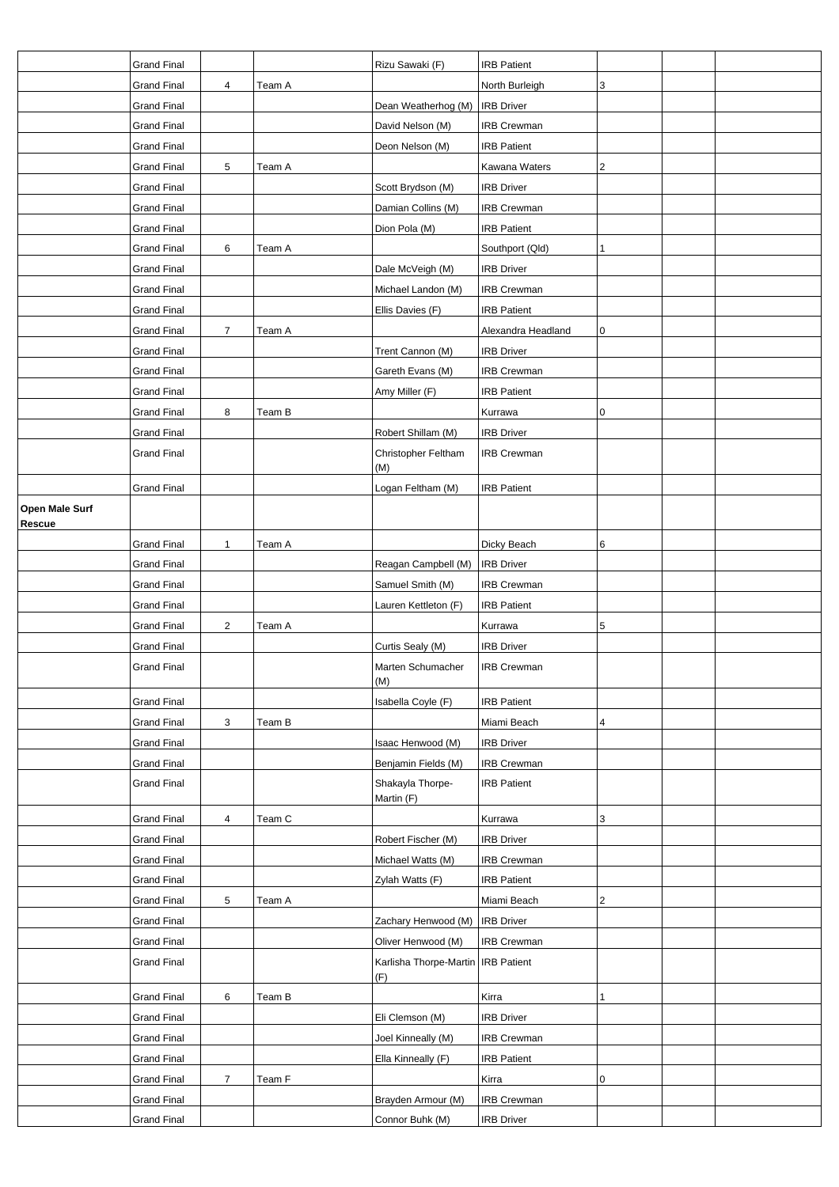| | | | | | | | | |
|---|---|---|---|---|---|---|---|---|
| | Grand Final | | | Rizu Sawaki (F) | IRB Patient | | | |
| | Grand Final | 4 | Team A | | North Burleigh | 3 | | |
| | Grand Final | | | Dean Weatherhog (M) | IRB Driver | | | |
| | Grand Final | | | David Nelson (M) | IRB Crewman | | | |
| | Grand Final | | | Deon Nelson (M) | IRB Patient | | | |
| | Grand Final | 5 | Team A | | Kawana Waters | 2 | | |
| | Grand Final | | | Scott Brydson (M) | IRB Driver | | | |
| | Grand Final | | | Damian Collins (M) | IRB Crewman | | | |
| | Grand Final | | | Dion Pola (M) | IRB Patient | | | |
| | Grand Final | 6 | Team A | | Southport (Qld) | 1 | | |
| | Grand Final | | | Dale McVeigh (M) | IRB Driver | | | |
| | Grand Final | | | Michael Landon (M) | IRB Crewman | | | |
| | Grand Final | | | Ellis Davies (F) | IRB Patient | | | |
| | Grand Final | 7 | Team A | | Alexandra Headland | 0 | | |
| | Grand Final | | | Trent Cannon (M) | IRB Driver | | | |
| | Grand Final | | | Gareth Evans (M) | IRB Crewman | | | |
| | Grand Final | | | Amy Miller (F) | IRB Patient | | | |
| | Grand Final | 8 | Team B | | Kurrawa | 0 | | |
| | Grand Final | | | Robert Shillam (M) | IRB Driver | | | |
| | Grand Final | | | Christopher Feltham (M) | IRB Crewman | | | |
| | Grand Final | | | Logan Feltham (M) | IRB Patient | | | |
| **Open Male Surf Rescue** | | | | | | | | |
| | Grand Final | 1 | Team A | | Dicky Beach | 6 | | |
| | Grand Final | | | Reagan Campbell (M) | IRB Driver | | | |
| | Grand Final | | | Samuel Smith (M) | IRB Crewman | | | |
| | Grand Final | | | Lauren Kettleton (F) | IRB Patient | | | |
| | Grand Final | 2 | Team A | | Kurrawa | 5 | | |
| | Grand Final | | | Curtis Sealy (M) | IRB Driver | | | |
| | Grand Final | | | Marten Schumacher (M) | IRB Crewman | | | |
| | Grand Final | | | Isabella Coyle (F) | IRB Patient | | | |
| | Grand Final | 3 | Team B | | Miami Beach | 4 | | |
| | Grand Final | | | Isaac Henwood (M) | IRB Driver | | | |
| | Grand Final | | | Benjamin Fields (M) | IRB Crewman | | | |
| | Grand Final | | | Shakayla Thorpe-Martin (F) | IRB Patient | | | |
| | Grand Final | 4 | Team C | | Kurrawa | 3 | | |
| | Grand Final | | | Robert Fischer (M) | IRB Driver | | | |
| | Grand Final | | | Michael Watts (M) | IRB Crewman | | | |
| | Grand Final | | | Zylah Watts (F) | IRB Patient | | | |
| | Grand Final | 5 | Team A | | Miami Beach | 2 | | |
| | Grand Final | | | Zachary Henwood (M) | IRB Driver | | | |
| | Grand Final | | | Oliver Henwood (M) | IRB Crewman | | | |
| | Grand Final | | | Karlisha Thorpe-Martin (F) | IRB Patient | | | |
| | Grand Final | 6 | Team B | | Kirra | 1 | | |
| | Grand Final | | | Eli Clemson (M) | IRB Driver | | | |
| | Grand Final | | | Joel Kinneally (M) | IRB Crewman | | | |
| | Grand Final | | | Ella Kinneally (F) | IRB Patient | | | |
| | Grand Final | 7 | Team F | | Kirra | 0 | | |
| | Grand Final | | | Brayden Armour (M) | IRB Crewman | | | |
| | Grand Final | | | Connor Buhk (M) | IRB Driver | | | |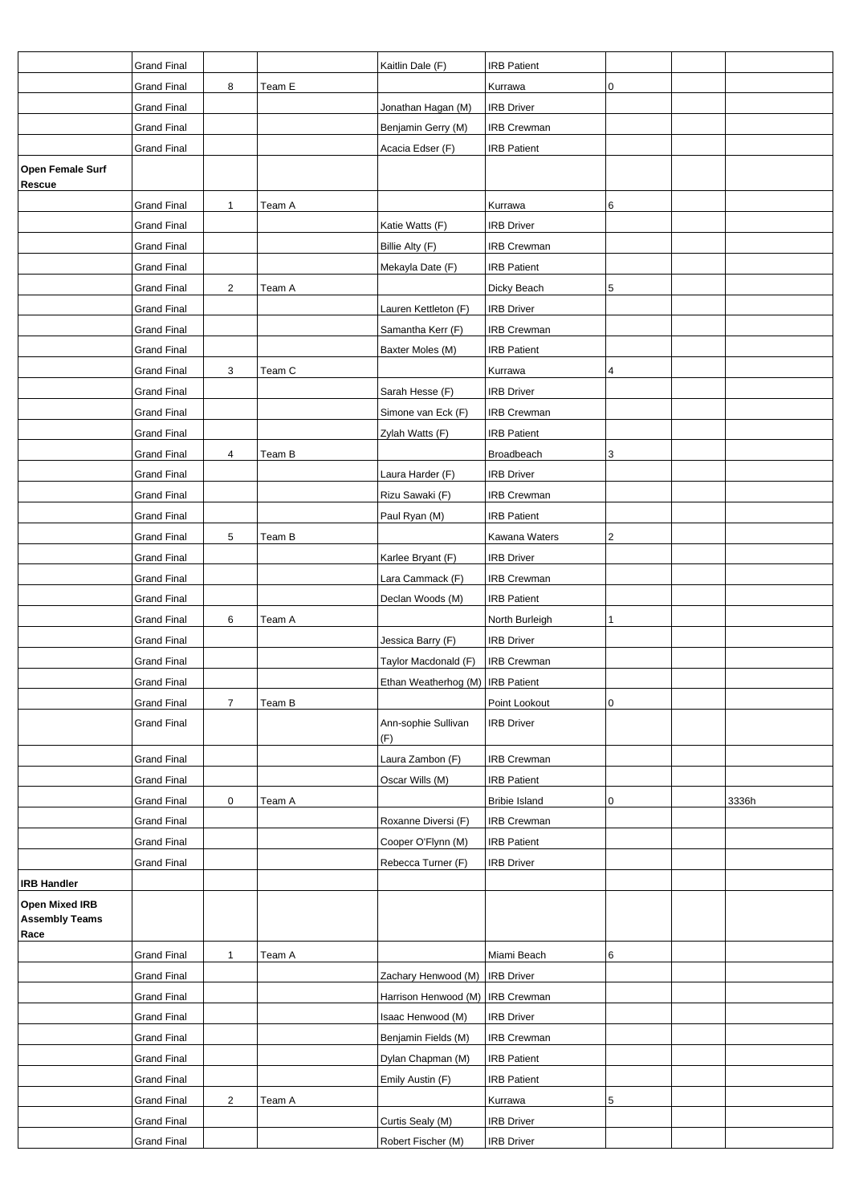| | | | | | | | | |
|---|---|---|---|---|---|---|---|---|
| | Grand Final | | | Kaitlin Dale (F) | IRB Patient | | | |
| | Grand Final | 8 | Team E | | Kurrawa | 0 | | |
| | Grand Final | | | Jonathan Hagan (M) | IRB Driver | | | |
| | Grand Final | | | Benjamin Gerry (M) | IRB Crewman | | | |
| | Grand Final | | | Acacia Edser (F) | IRB Patient | | | |
| **Open Female Surf Rescue** | | | | | | | | |
| | Grand Final | 1 | Team A | | Kurrawa | 6 | | |
| | Grand Final | | | Katie Watts (F) | IRB Driver | | | |
| | Grand Final | | | Billie Alty (F) | IRB Crewman | | | |
| | Grand Final | | | Mekayla Date (F) | IRB Patient | | | |
| | Grand Final | 2 | Team A | | Dicky Beach | 5 | | |
| | Grand Final | | | Lauren Kettleton (F) | IRB Driver | | | |
| | Grand Final | | | Samantha Kerr (F) | IRB Crewman | | | |
| | Grand Final | | | Baxter Moles (M) | IRB Patient | | | |
| | Grand Final | 3 | Team C | | Kurrawa | 4 | | |
| | Grand Final | | | Sarah Hesse (F) | IRB Driver | | | |
| | Grand Final | | | Simone van Eck (F) | IRB Crewman | | | |
| | Grand Final | | | Zylah Watts (F) | IRB Patient | | | |
| | Grand Final | 4 | Team B | | Broadbeach | 3 | | |
| | Grand Final | | | Laura Harder (F) | IRB Driver | | | |
| | Grand Final | | | Rizu Sawaki (F) | IRB Crewman | | | |
| | Grand Final | | | Paul Ryan (M) | IRB Patient | | | |
| | Grand Final | 5 | Team B | | Kawana Waters | 2 | | |
| | Grand Final | | | Karlee Bryant (F) | IRB Driver | | | |
| | Grand Final | | | Lara Cammack (F) | IRB Crewman | | | |
| | Grand Final | | | Declan Woods (M) | IRB Patient | | | |
| | Grand Final | 6 | Team A | | North Burleigh | 1 | | |
| | Grand Final | | | Jessica Barry (F) | IRB Driver | | | |
| | Grand Final | | | Taylor Macdonald (F) | IRB Crewman | | | |
| | Grand Final | | | Ethan Weatherhog (M) | IRB Patient | | | |
| | Grand Final | 7 | Team B | | Point Lookout | 0 | | |
| | Grand Final | | | Ann-sophie Sullivan (F) | IRB Driver | | | |
| | Grand Final | | | Laura Zambon (F) | IRB Crewman | | | |
| | Grand Final | | | Oscar Wills (M) | IRB Patient | | | |
| | Grand Final | 0 | Team A | | Bribie Island | 0 | | 3336h |
| | Grand Final | | | Roxanne Diversi (F) | IRB Crewman | | | |
| | Grand Final | | | Cooper O'Flynn (M) | IRB Patient | | | |
| | Grand Final | | | Rebecca Turner (F) | IRB Driver | | | |
| **IRB Handler** | | | | | | | | |
| **Open Mixed IRB Assembly Teams Race** | | | | | | | | |
| | Grand Final | 1 | Team A | | Miami Beach | 6 | | |
| | Grand Final | | | Zachary Henwood (M) | IRB Driver | | | |
| | Grand Final | | | Harrison Henwood (M) | IRB Crewman | | | |
| | Grand Final | | | Isaac Henwood (M) | IRB Driver | | | |
| | Grand Final | | | Benjamin Fields (M) | IRB Crewman | | | |
| | Grand Final | | | Dylan Chapman (M) | IRB Patient | | | |
| | Grand Final | | | Emily Austin (F) | IRB Patient | | | |
| | Grand Final | 2 | Team A | | Kurrawa | 5 | | |
| | Grand Final | | | Curtis Sealy (M) | IRB Driver | | | |
| | Grand Final | | | Robert Fischer (M) | IRB Driver | | | |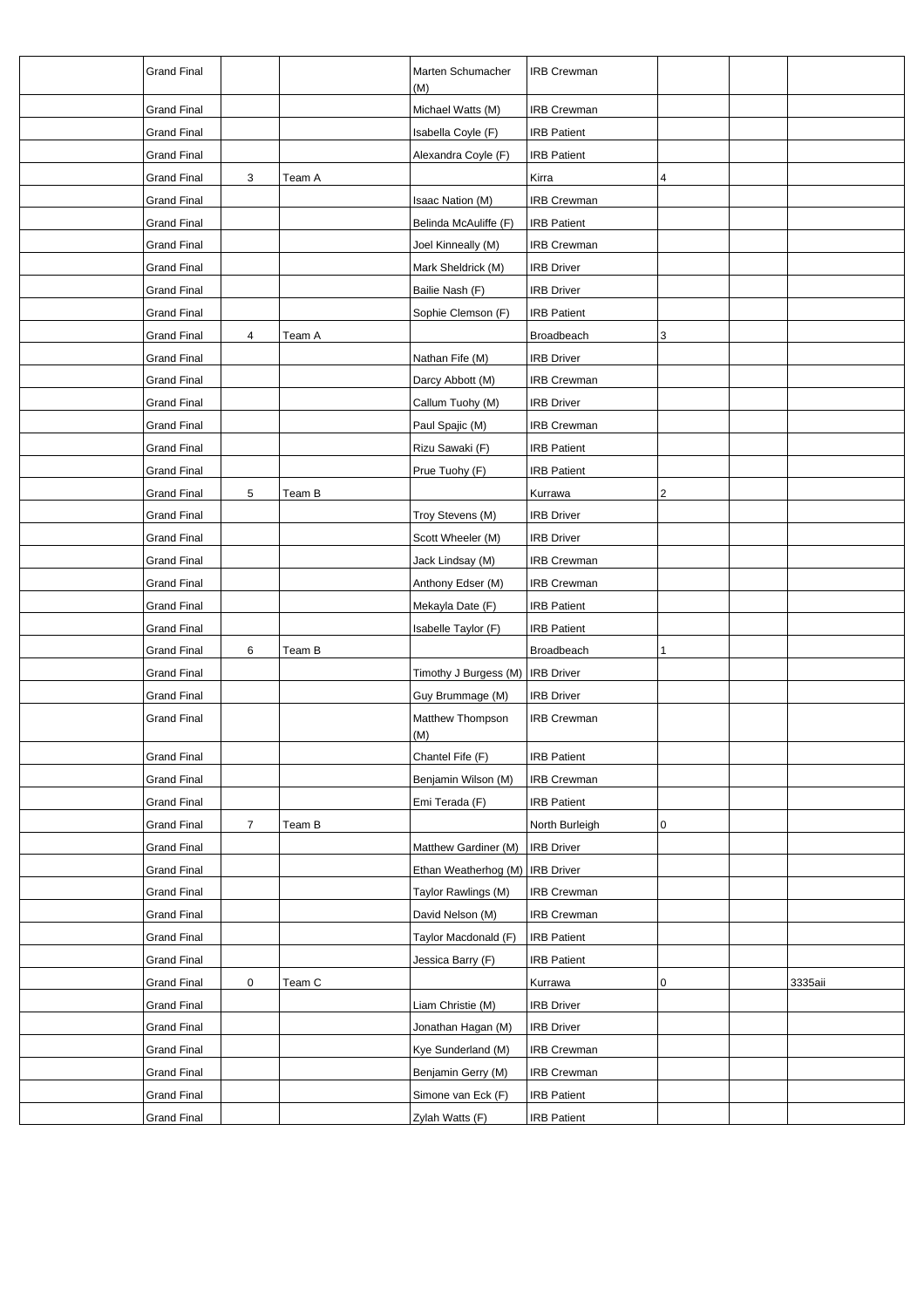| | | | | | | | | |
|---|---|---|---|---|---|---|---|---|
| | Grand Final | | | Marten Schumacher (M) | IRB Crewman | | | |
| | Grand Final | | | Michael Watts (M) | IRB Crewman | | | |
| | Grand Final | | | Isabella Coyle (F) | IRB Patient | | | |
| | Grand Final | | | Alexandra Coyle (F) | IRB Patient | | | |
| | Grand Final | 3 | Team A | | Kirra | 4 | | |
| | Grand Final | | | Isaac Nation (M) | IRB Crewman | | | |
| | Grand Final | | | Belinda McAuliffe (F) | IRB Patient | | | |
| | Grand Final | | | Joel Kinneally (M) | IRB Crewman | | | |
| | Grand Final | | | Mark Sheldrick (M) | IRB Driver | | | |
| | Grand Final | | | Bailie Nash (F) | IRB Driver | | | |
| | Grand Final | | | Sophie Clemson (F) | IRB Patient | | | |
| | Grand Final | 4 | Team A | | Broadbeach | 3 | | |
| | Grand Final | | | Nathan Fife (M) | IRB Driver | | | |
| | Grand Final | | | Darcy Abbott (M) | IRB Crewman | | | |
| | Grand Final | | | Callum Tuohy (M) | IRB Driver | | | |
| | Grand Final | | | Paul Spajic (M) | IRB Crewman | | | |
| | Grand Final | | | Rizu Sawaki (F) | IRB Patient | | | |
| | Grand Final | | | Prue Tuohy (F) | IRB Patient | | | |
| | Grand Final | 5 | Team B | | Kurrawa | 2 | | |
| | Grand Final | | | Troy Stevens (M) | IRB Driver | | | |
| | Grand Final | | | Scott Wheeler (M) | IRB Driver | | | |
| | Grand Final | | | Jack Lindsay (M) | IRB Crewman | | | |
| | Grand Final | | | Anthony Edser (M) | IRB Crewman | | | |
| | Grand Final | | | Mekayla Date (F) | IRB Patient | | | |
| | Grand Final | | | Isabelle Taylor (F) | IRB Patient | | | |
| | Grand Final | 6 | Team B | | Broadbeach | 1 | | |
| | Grand Final | | | Timothy J Burgess (M) | IRB Driver | | | |
| | Grand Final | | | Guy Brummage (M) | IRB Driver | | | |
| | Grand Final | | | Matthew Thompson (M) | IRB Crewman | | | |
| | Grand Final | | | Chantel Fife (F) | IRB Patient | | | |
| | Grand Final | | | Benjamin Wilson (M) | IRB Crewman | | | |
| | Grand Final | | | Emi Terada (F) | IRB Patient | | | |
| | Grand Final | 7 | Team B | | North Burleigh | 0 | | |
| | Grand Final | | | Matthew Gardiner (M) | IRB Driver | | | |
| | Grand Final | | | Ethan Weatherhog (M) | IRB Driver | | | |
| | Grand Final | | | Taylor Rawlings (M) | IRB Crewman | | | |
| | Grand Final | | | David Nelson (M) | IRB Crewman | | | |
| | Grand Final | | | Taylor Macdonald (F) | IRB Patient | | | |
| | Grand Final | | | Jessica Barry (F) | IRB Patient | | | |
| | Grand Final | 0 | Team C | | Kurrawa | 0 | | 3335aii |
| | Grand Final | | | Liam Christie (M) | IRB Driver | | | |
| | Grand Final | | | Jonathan Hagan (M) | IRB Driver | | | |
| | Grand Final | | | Kye Sunderland (M) | IRB Crewman | | | |
| | Grand Final | | | Benjamin Gerry (M) | IRB Crewman | | | |
| | Grand Final | | | Simone van Eck (F) | IRB Patient | | | |
| | Grand Final | | | Zylah Watts (F) | IRB Patient | | | |